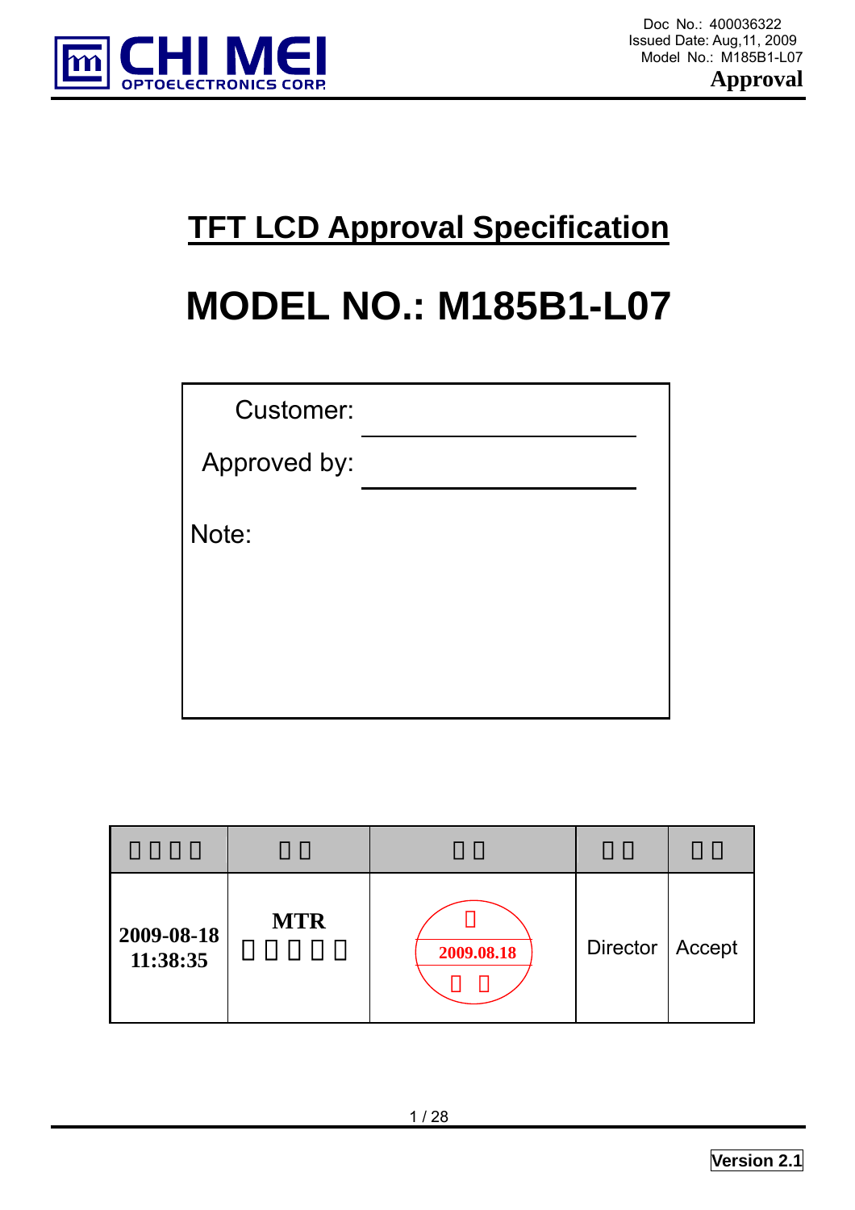Doc No.: 400036322
Issued Date: Aug,11, 2009
Model No.: M185B1-L07
**Approval**

# TFT LCD Approval Specification

# MODEL NO.: M185B1-L07

| | |
|---|---|
| Customer: | |
| Approved by: | |
| Note: | |

| | | | | |
|---|---|---|---|---|
| 2009-08-18 11:38:35 | MTR | 2009.08.18 | Director | Accept |

**Version 2.1**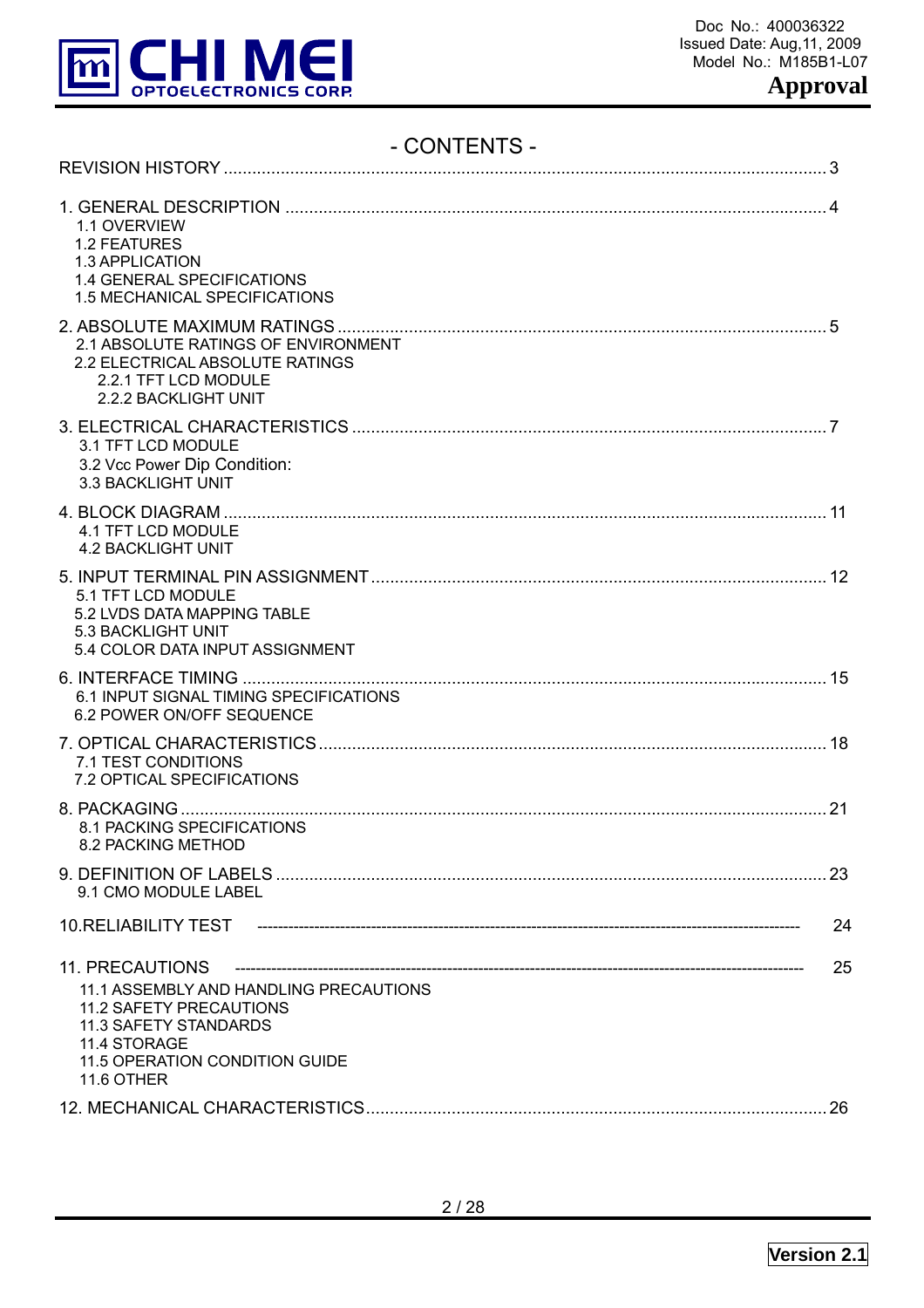# - CONTENTS -

REVISION HISTORY .............................................................................................................................. 3

1. GENERAL DESCRIPTION ................................................................................................................ 4
   - 1.1 OVERVIEW
   - 1.2 FEATURES
   - 1.3 APPLICATION
   - 1.4 GENERAL SPECIFICATIONS
   - 1.5 MECHANICAL SPECIFICATIONS

2. ABSOLUTE MAXIMUM RATINGS ..................................................................................................... 5
   - 2.1 ABSOLUTE RATINGS OF ENVIRONMENT
   - 2.2 ELECTRICAL ABSOLUTE RATINGS
     - 2.2.1 TFT LCD MODULE
     - 2.2.2 BACKLIGHT UNIT

3. ELECTRICAL CHARACTERISTICS .................................................................................................. 7
   - 3.1 TFT LCD MODULE
   - 3.2 Vcc Power Dip Condition:
   - 3.3 BACKLIGHT UNIT

4. BLOCK DIAGRAM ............................................................................................................................. 11
   - 4.1 TFT LCD MODULE
   - 4.2 BACKLIGHT UNIT

5. INPUT TERMINAL PIN ASSIGNMENT ............................................................................................... 12
   - 5.1 TFT LCD MODULE
   - 5.2 LVDS DATA MAPPING TABLE
   - 5.3 BACKLIGHT UNIT
   - 5.4 COLOR DATA INPUT ASSIGNMENT

6. INTERFACE TIMING ......................................................................................................................... 15
   - 6.1 INPUT SIGNAL TIMING SPECIFICATIONS
   - 6.2 POWER ON/OFF SEQUENCE

7. OPTICAL CHARACTERISTICS ......................................................................................................... 18
   - 7.1 TEST CONDITIONS
   - 7.2 OPTICAL SPECIFICATIONS

8. PACKAGING ...................................................................................................................................... 21
   - 8.1 PACKING SPECIFICATIONS
   - 8.2 PACKING METHOD

9. DEFINITION OF LABELS ................................................................................................................... 23
   - 9.1 CMO MODULE LABEL

10.RELIABILITY TEST ------------------------------------------------------------------------------------------------ 24

11. PRECAUTIONS --------------------------------------------------------------------------------------------------- 25
   - 11.1 ASSEMBLY AND HANDLING PRECAUTIONS
   - 11.2 SAFETY PRECAUTIONS
   - 11.3 SAFETY STANDARDS
   - 11.4 STORAGE
   - 11.5 OPERATION CONDITION GUIDE
   - 11.6 OTHER

12. MECHANICAL CHARACTERISTICS ................................................................................................. 26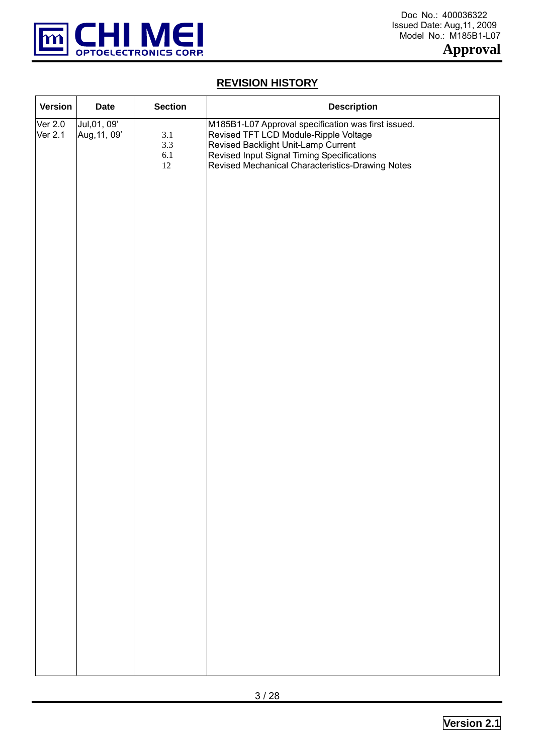## REVISION HISTORY

| Version | Date | Section | Description |
|---|---|---|---|
| Ver 2.0 | Jul,01, 09' | | M185B1-L07 Approval specification was first issued. |
| Ver 2.1 | Aug,11, 09' | 3.1 | Revised TFT LCD Module-Ripple Voltage |
| | | 3.3 | Revised Backlight Unit-Lamp Current |
| | | 6.1 | Revised Input Signal Timing Specifications |
| | | 12 | Revised Mechanical Characteristics-Drawing Notes |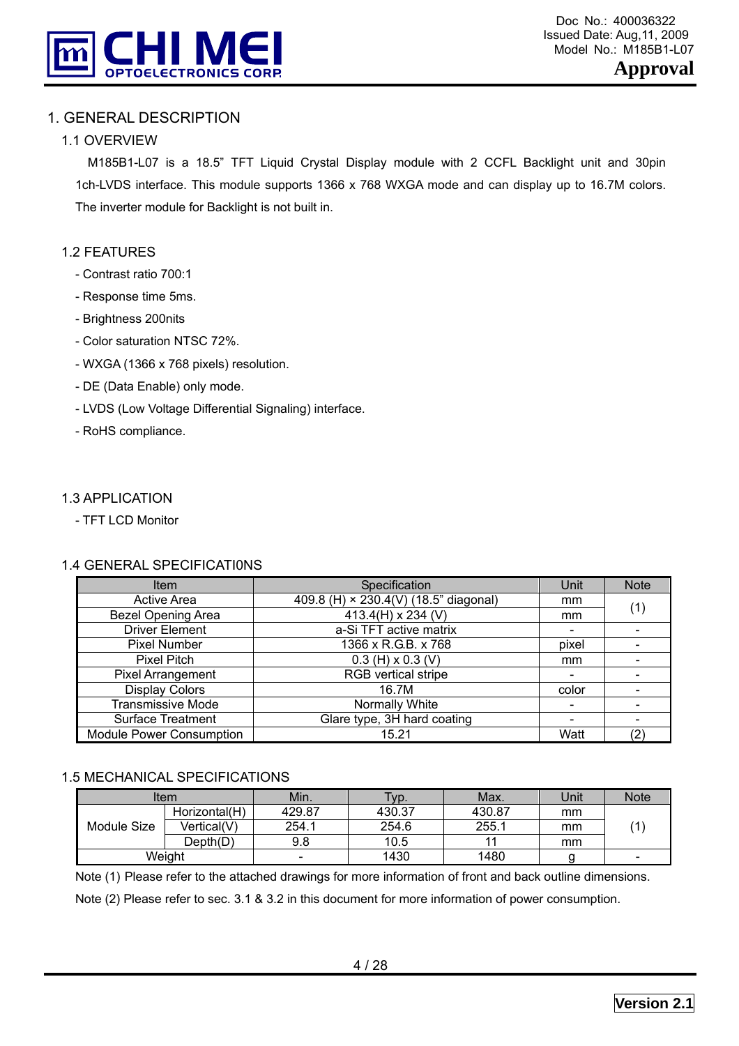# 1. GENERAL DESCRIPTION

## 1.1 OVERVIEW

M185B1-L07 is a 18.5" TFT Liquid Crystal Display module with 2 CCFL Backlight unit and 30pin 1ch-LVDS interface. This module supports 1366 x 768 WXGA mode and can display up to 16.7M colors. The inverter module for Backlight is not built in.

## 1.2 FEATURES

- Contrast ratio 700:1
- Response time 5ms.
- Brightness 200nits
- Color saturation NTSC 72%.
- WXGA (1366 x 768 pixels) resolution.
- DE (Data Enable) only mode.
- LVDS (Low Voltage Differential Signaling) interface.
- RoHS compliance.

## 1.3 APPLICATION

- TFT LCD Monitor

## 1.4 GENERAL SPECIFICATI0NS

| Item | Specification | Unit | Note |
|---|---|---|---|
| Active Area | 409.8 (H) × 230.4(V) (18.5" diagonal) | mm | (1) |
| Bezel Opening Area | 413.4(H) x 234 (V) | mm | |
| Driver Element | a-Si TFT active matrix | - | - |
| Pixel Number | 1366 x R.G.B. x 768 | pixel | - |
| Pixel Pitch | 0.3 (H) x 0.3 (V) | mm | - |
| Pixel Arrangement | RGB vertical stripe | - | - |
| Display Colors | 16.7M | color | - |
| Transmissive Mode | Normally White | - | - |
| Surface Treatment | Glare type, 3H hard coating | - | - |
| Module Power Consumption | 15.21 | Watt | (2) |

## 1.5 MECHANICAL SPECIFICATIONS

| Item | | Min. | Typ. | Max. | Unit | Note |
|---|---|---|---|---|---|---|
| Module Size | Horizontal(H) | 429.87 | 430.37 | 430.87 | mm | (1) |
| | Vertical(V) | 254.1 | 254.6 | 255.1 | mm | |
| | Depth(D) | 9.8 | 10.5 | 11 | mm | |
| Weight | | - | 1430 | 1480 | g | - |

Note (1) Please refer to the attached drawings for more information of front and back outline dimensions.

Note (2) Please refer to sec. 3.1 & 3.2 in this document for more information of power consumption.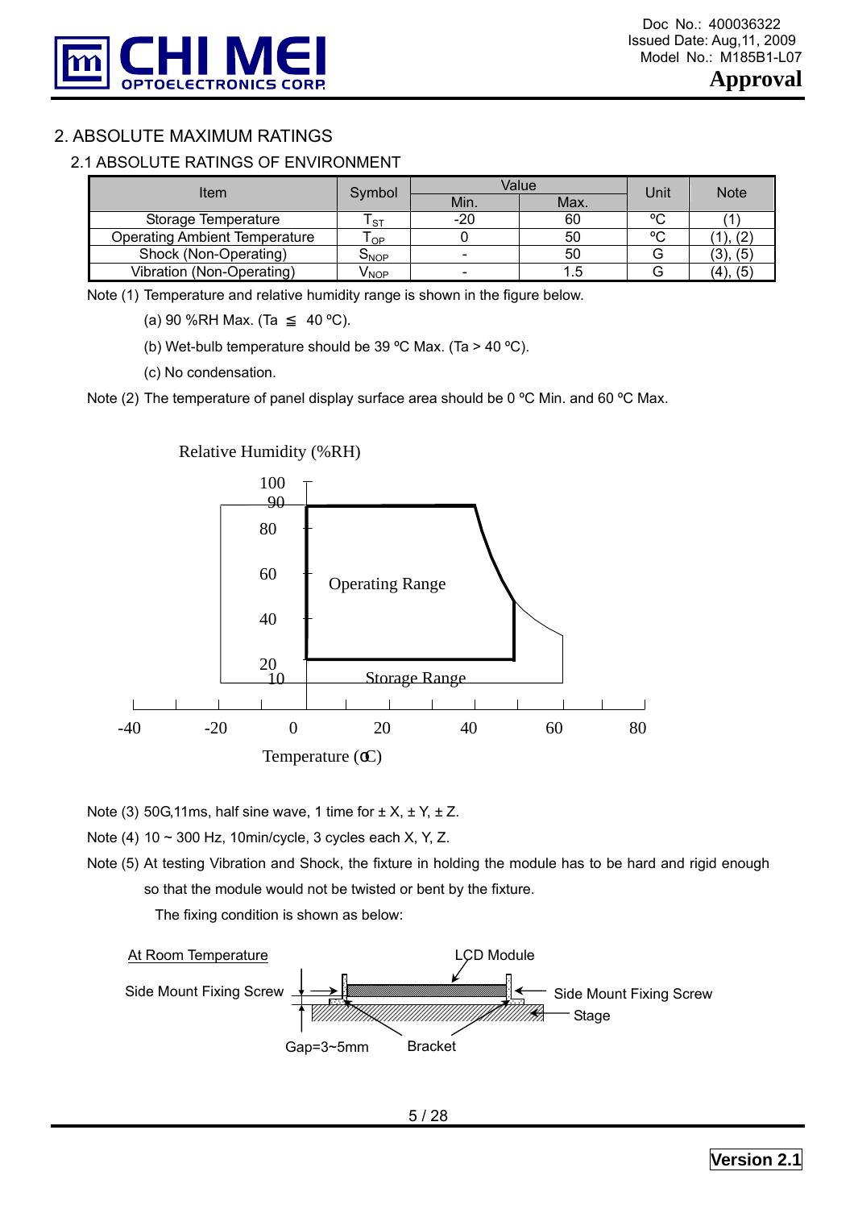## 2. ABSOLUTE MAXIMUM RATINGS

### 2.1 ABSOLUTE RATINGS OF ENVIRONMENT

| Item | Symbol | Value | | Unit | Note |
|---|---|---|---|---|---|
| | | Min. | Max. | | |
| Storage Temperature | $T_{ST}$ | -20 | 60 | ºC | (1) |
| Operating Ambient Temperature | $T_{OP}$ | 0 | 50 | ºC | (1), (2) |
| Shock (Non-Operating) | $S_{NOP}$ | - | 50 | G | (3), (5) |
| Vibration (Non-Operating) | $V_{NOP}$ | - | 1.5 | G | (4), (5) |

Note (1) Temperature and relative humidity range is shown in the figure below.

(a) 90 %RH Max. (Ta ≦ 40 ºC).

(b) Wet-bulb temperature should be 39 ºC Max. (Ta > 40 ºC).

(c) No condensation.

Note (2) The temperature of panel display surface area should be 0 ºC Min. and 60 ºC Max.

Relative Humidity (%RH)

Operating Range

Storage Range

Temperature (ºC)

Note (3) 50G,11ms, half sine wave, 1 time for ± X, ± Y, ± Z.

Note (4) 10 ~ 300 Hz, 10min/cycle, 3 cycles each X, Y, Z.

Note (5) At testing Vibration and Shock, the fixture in holding the module has to be hard and rigid enough so that the module would not be twisted or bent by the fixture.

The fixing condition is shown as below:

At Room Temperature

LCD Module, Side Mount Fixing Screw, Side Mount Fixing Screw, Stage, Gap=3~5mm, Bracket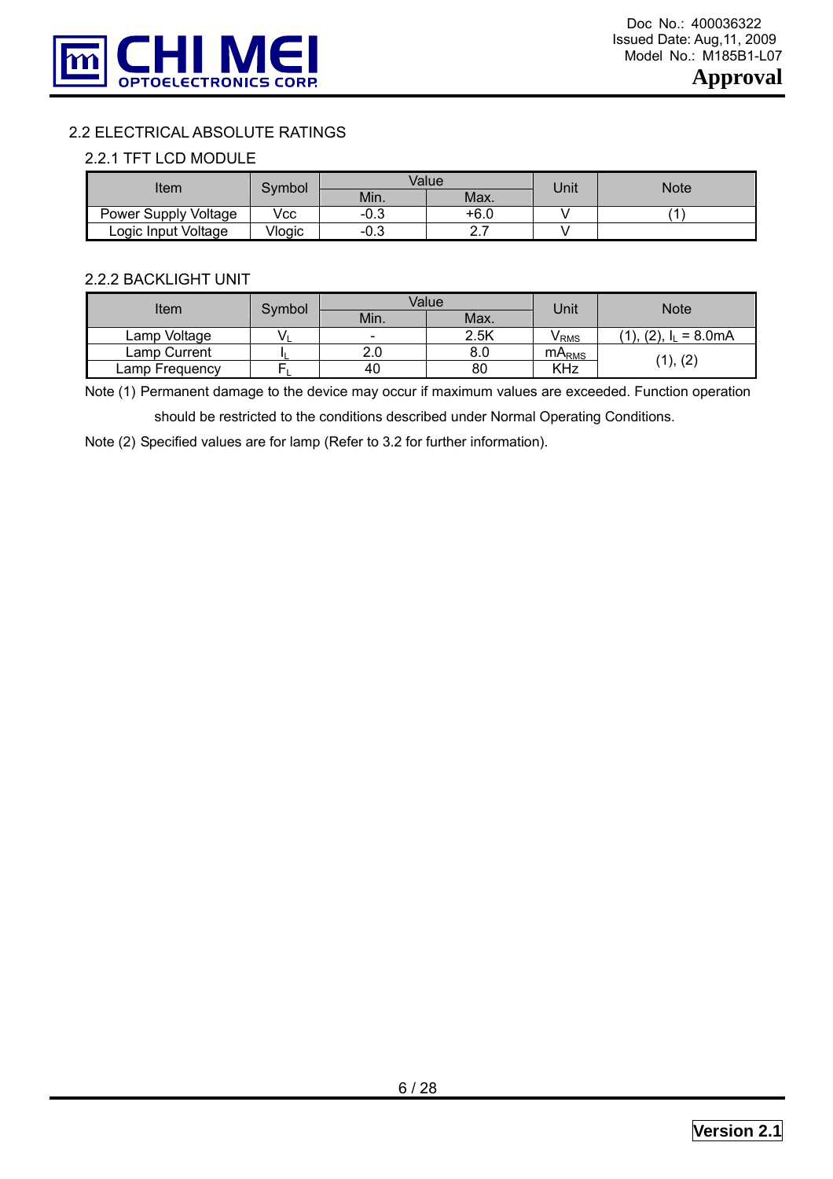## 2.2 ELECTRICAL ABSOLUTE RATINGS

### 2.2.1 TFT LCD MODULE

| Item | Symbol | Value | | Unit | Note |
|---|---|---|---|---|---|
| | | Min. | Max. | | |
| Power Supply Voltage | Vcc | -0.3 | +6.0 | V | (1) |
| Logic Input Voltage | Vlogic | -0.3 | 2.7 | V | |

### 2.2.2 BACKLIGHT UNIT

| Item | Symbol | Value | | Unit | Note |
|---|---|---|---|---|---|
| | | Min. | Max. | | |
| Lamp Voltage | $V_L$ | - | 2.5K | $V_{RMS}$ | (1), (2), $I_L$ = 8.0mA |
| Lamp Current | $I_L$ | 2.0 | 8.0 | $mA_{RMS}$ | (1), (2) |
| Lamp Frequency | $F_L$ | 40 | 80 | KHz | (1), (2) |

Note (1) Permanent damage to the device may occur if maximum values are exceeded. Function operation should be restricted to the conditions described under Normal Operating Conditions.

Note (2) Specified values are for lamp (Refer to 3.2 for further information).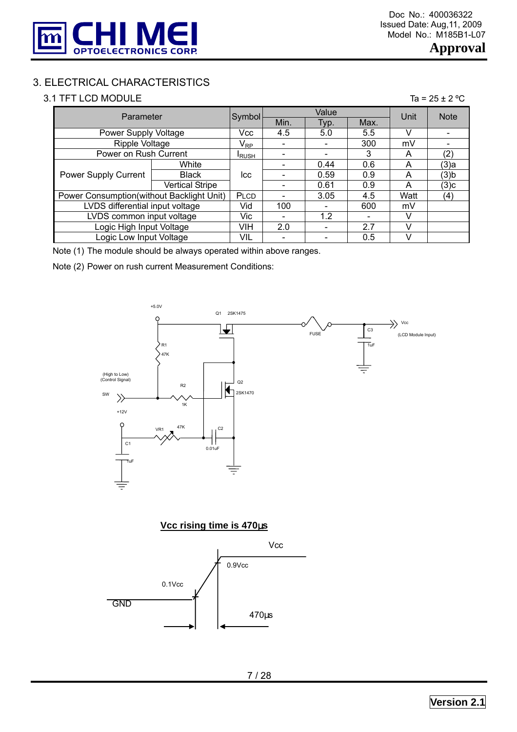## 3. ELECTRICAL CHARACTERISTICS

### 3.1 TFT LCD MODULE

Ta = 25 ± 2 ºC

| Parameter | | Symbol | Value | | | Unit | Note |
|---|---|---|---|---|---|---|---|
| | | | Min. | Typ. | Max. | | |
| Power Supply Voltage | | Vcc | 4.5 | 5.0 | 5.5 | V | - |
| Ripple Voltage | | $V_{RP}$ | - | - | 300 | mV | - |
| Power on Rush Current | | $I_{RUSH}$ | - | - | 3 | A | (2) |
| Power Supply Current | White | Icc | - | 0.44 | 0.6 | A | (3)a |
| | Black | | - | 0.59 | 0.9 | A | (3)b |
| | Vertical Stripe | | - | 0.61 | 0.9 | A | (3)c |
| Power Consumption(without Backlight Unit) | | PLCD | - | 3.05 | 4.5 | Watt | (4) |
| LVDS differential input voltage | | Vid | 100 | - | 600 | mV | |
| LVDS common input voltage | | Vic | - | 1.2 | - | V | |
| Logic High Input Voltage | | VIH | 2.0 | - | 2.7 | V | |
| Logic Low Input Voltage | | VIL | - | - | 0.5 | V | |

Note (1) The module should be always operated within above ranges.

Note (2) Power on rush current Measurement Conditions:

+5.0V, Q1 2SK1475, FUSE, C3 1uF, Vcc (LCD Module Input), R1 47K, (High to Low) (Control Signal) SW, R2 1K, Q2 2SK1470, +12V, C1 1uF, VR1 47K, C2 0.01uF

**Vcc rising time is 470µs**

Vcc, 0.9Vcc, 0.1Vcc, GND, 470µs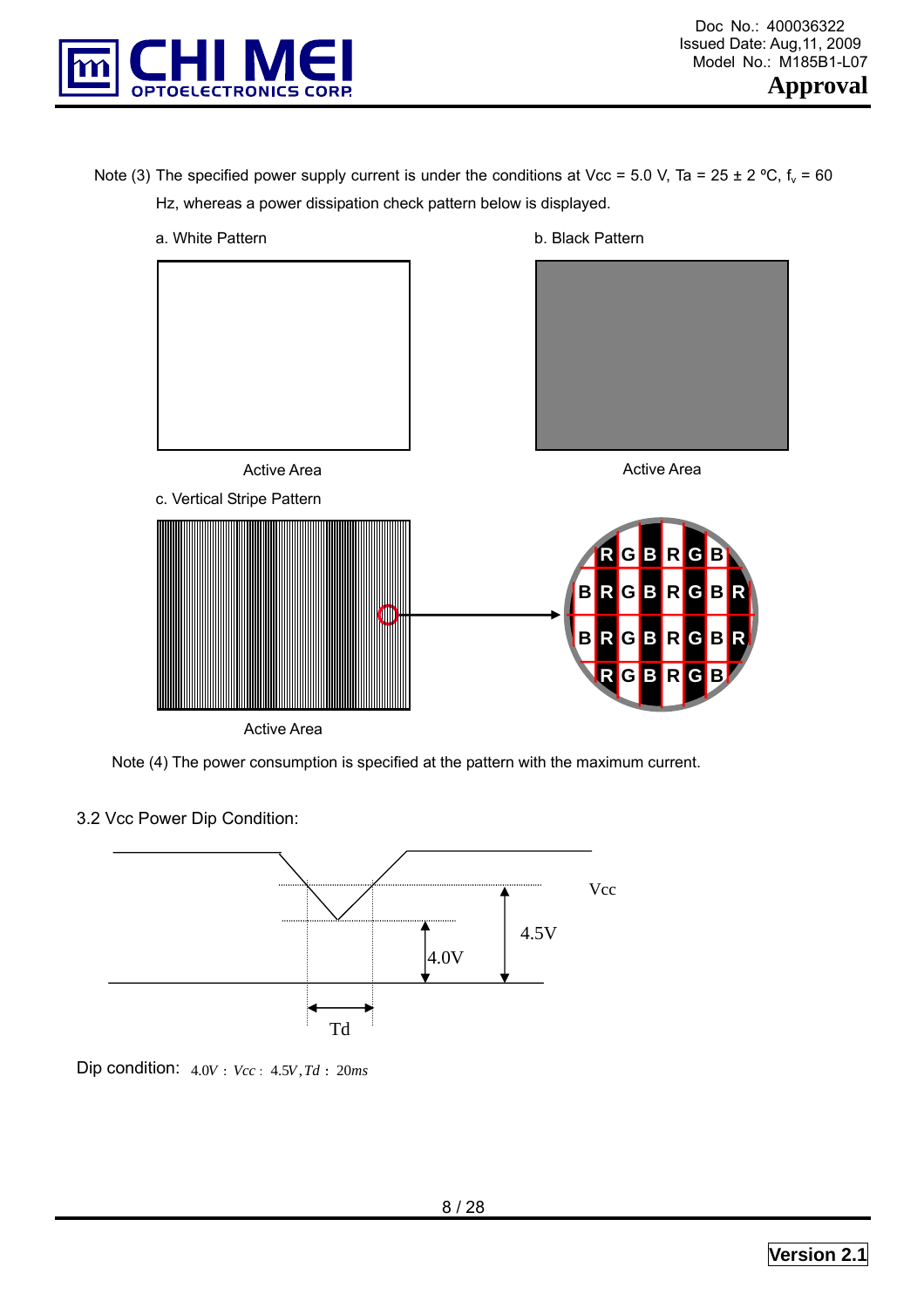Note (3) The specified power supply current is under the conditions at Vcc = 5.0 V, Ta = 25 ± 2 ºC, $f_v$ = 60 Hz, whereas a power dissipation check pattern below is displayed.

a. White Pattern

Active Area

b. Black Pattern

Active Area

c. Vertical Stripe Pattern

Active Area

Note (4) The power consumption is specified at the pattern with the maximum current.

3.2 Vcc Power Dip Condition:

Dip condition: $4.0V \le Vcc \le 4.5V, Td \le 20ms$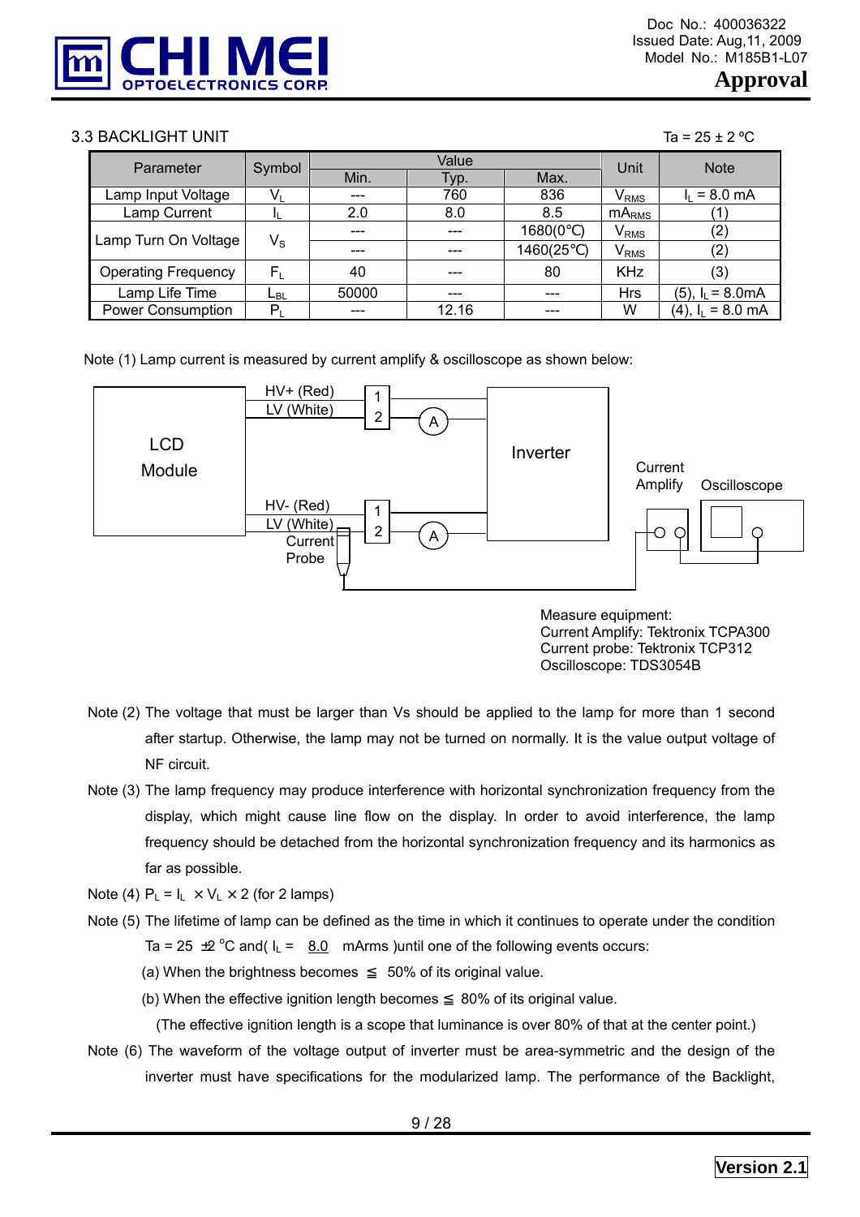### 3.3 BACKLIGHT UNIT

Ta = 25 ± 2 ºC

| Parameter | Symbol | Value | | | Unit | Note |
|---|---|---|---|---|---|---|
| | | Min. | Typ. | Max. | | |
| Lamp Input Voltage | $V_L$ | --- | 760 | 836 | $V_{RMS}$ | $I_L$ = 8.0 mA |
| Lamp Current | $I_L$ | 2.0 | 8.0 | 8.5 | $mA_{RMS}$ | (1) |
| Lamp Turn On Voltage | $V_S$ | --- | --- | 1680(0℃) | $V_{RMS}$ | (2) |
| | | --- | --- | 1460(25℃) | $V_{RMS}$ | (2) |
| Operating Frequency | $F_L$ | 40 | --- | 80 | KHz | (3) |
| Lamp Life Time | $L_{BL}$ | 50000 | --- | --- | Hrs | (5), $I_L$ = 8.0mA |
| Power Consumption | $P_L$ | --- | 12.16 | --- | W | (4), $I_L$ = 8.0 mA |

Note (1) Lamp current is measured by current amplify & oscilloscope as shown below:

LCD Module — HV+ (Red) / LV (White) — 1 / 2 — A — Inverter
HV- (Red) / LV (White) — 1 / 2 — A — Inverter
Current Probe — Current Amplify — Oscilloscope

Measure equipment:
Current Amplify: Tektronix TCPA300
Current probe: Tektronix TCP312
Oscilloscope: TDS3054B

Note (2) The voltage that must be larger than Vs should be applied to the lamp for more than 1 second after startup. Otherwise, the lamp may not be turned on normally. It is the value output voltage of NF circuit.

Note (3) The lamp frequency may produce interference with horizontal synchronization frequency from the display, which might cause line flow on the display. In order to avoid interference, the lamp frequency should be detached from the horizontal synchronization frequency and its harmonics as far as possible.

Note (4) $P_L = I_L \times V_L \times 2$ (for 2 lamps)

Note (5) The lifetime of lamp can be defined as the time in which it continues to operate under the condition Ta = 25 ±2 °C and( $I_L$ = 8.0 mArms )until one of the following events occurs:

(a) When the brightness becomes ≦ 50% of its original value.

(b) When the effective ignition length becomes ≦ 80% of its original value.

(The effective ignition length is a scope that luminance is over 80% of that at the center point.)

Note (6) The waveform of the voltage output of inverter must be area-symmetric and the design of the inverter must have specifications for the modularized lamp. The performance of the Backlight,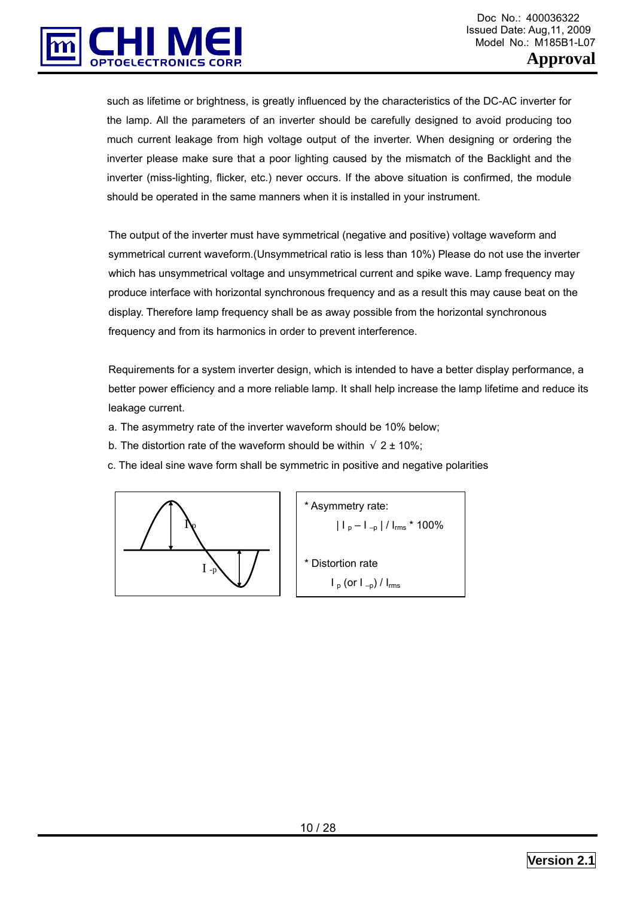such as lifetime or brightness, is greatly influenced by the characteristics of the DC-AC inverter for the lamp. All the parameters of an inverter should be carefully designed to avoid producing too much current leakage from high voltage output of the inverter. When designing or ordering the inverter please make sure that a poor lighting caused by the mismatch of the Backlight and the inverter (miss-lighting, flicker, etc.) never occurs. If the above situation is confirmed, the module should be operated in the same manners when it is installed in your instrument.

The output of the inverter must have symmetrical (negative and positive) voltage waveform and symmetrical current waveform.(Unsymmetrical ratio is less than 10%) Please do not use the inverter which has unsymmetrical voltage and unsymmetrical current and spike wave. Lamp frequency may produce interface with horizontal synchronous frequency and as a result this may cause beat on the display. Therefore lamp frequency shall be as away possible from the horizontal synchronous frequency and from its harmonics in order to prevent interference.

Requirements for a system inverter design, which is intended to have a better display performance, a better power efficiency and a more reliable lamp. It shall help increase the lamp lifetime and reduce its leakage current.

a. The asymmetry rate of the inverter waveform should be 10% below;

b. The distortion rate of the waveform should be within $\sqrt{2} \pm 10\%$;

c. The ideal sine wave form shall be symmetric in positive and negative polarities

$I_p$

$I_{-p}$

* Asymmetry rate:

$$| I_p - I_{-p} | / I_{rms} * 100\%$$

* Distortion rate

$$I_p \text{ (or } I_{-p}) / I_{rms}$$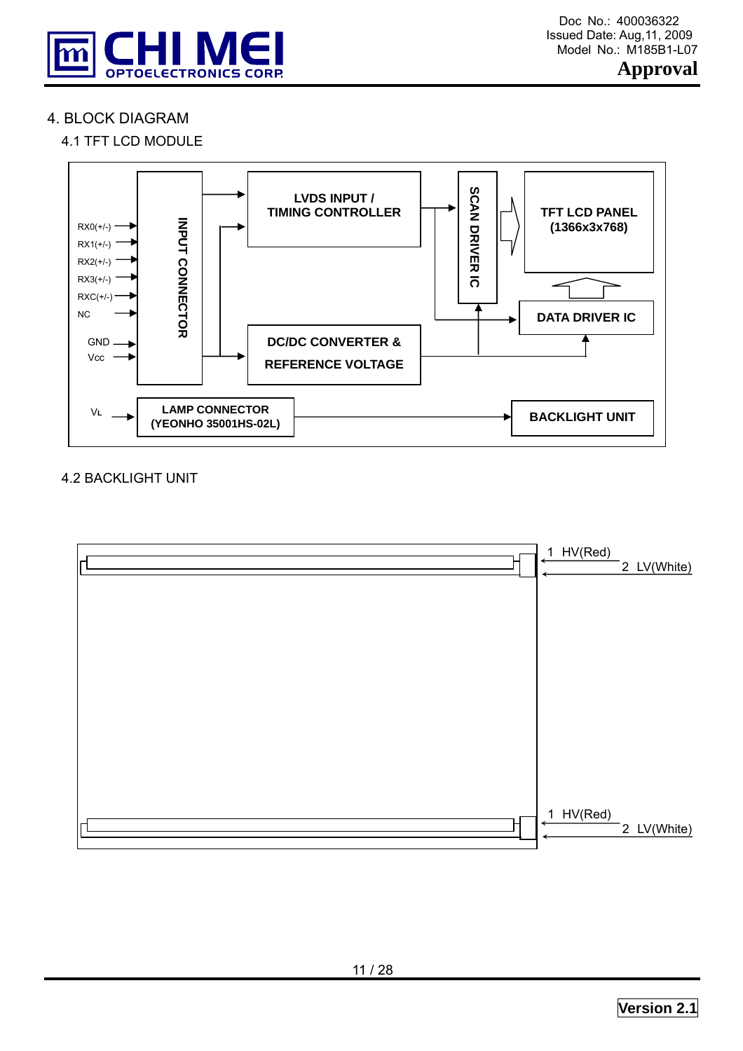## 4. BLOCK DIAGRAM

### 4.1 TFT LCD MODULE

RX0(+/-)
RX1(+/-)
RX2(+/-)
RX3(+/-)
RXC(+/-)
NC
GND
Vcc

INPUT CONNECTOR

LVDS INPUT / TIMING CONTROLLER

DC/DC CONVERTER & REFERENCE VOLTAGE

SCAN DRIVER IC

TFT LCD PANEL (1366x3x768)

DATA DRIVER IC

$V_L$

LAMP CONNECTOR (YEONHO 35001HS-02L)

BACKLIGHT UNIT

### 4.2 BACKLIGHT UNIT

1 HV(Red)
2 LV(White)

1 HV(Red)
2 LV(White)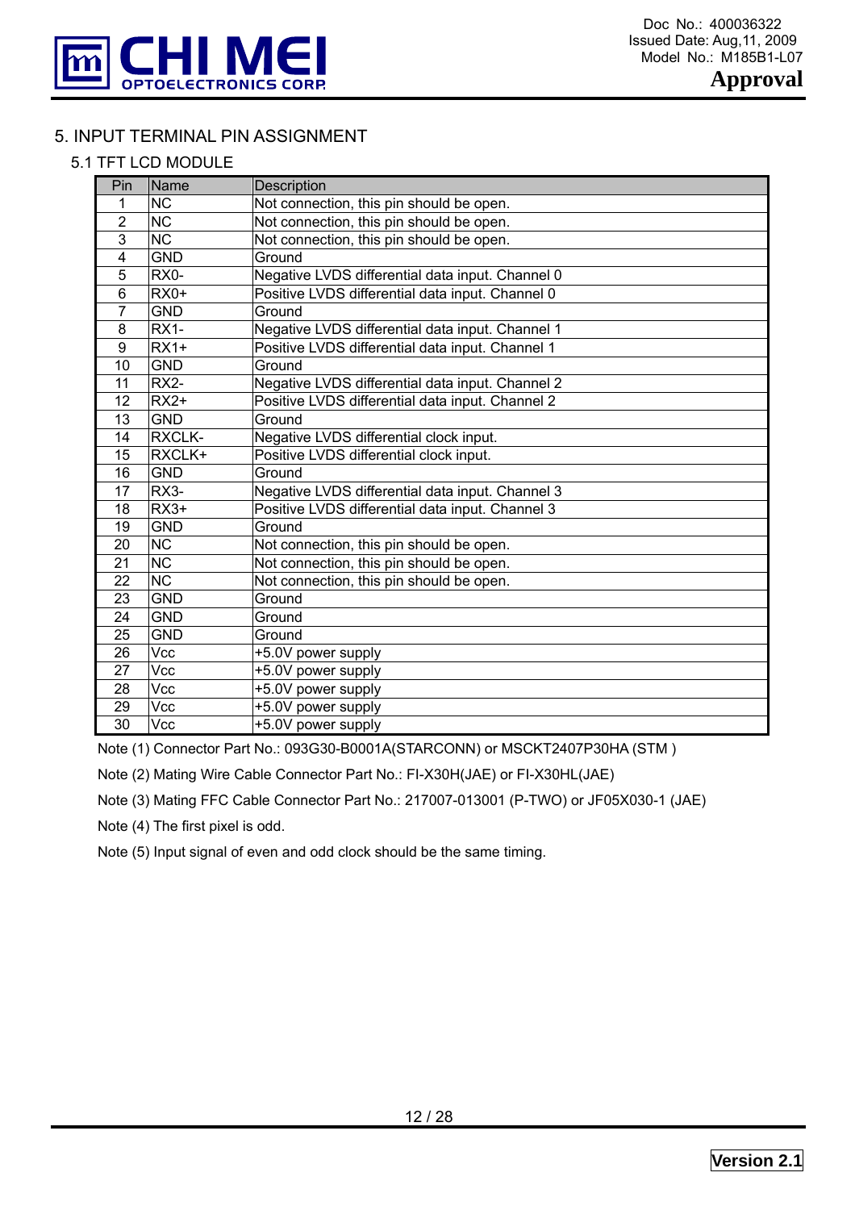# 5. INPUT TERMINAL PIN ASSIGNMENT

## 5.1 TFT LCD MODULE

| Pin | Name | Description |
|---|---|---|
| 1 | NC | Not connection, this pin should be open. |
| 2 | NC | Not connection, this pin should be open. |
| 3 | NC | Not connection, this pin should be open. |
| 4 | GND | Ground |
| 5 | RX0- | Negative LVDS differential data input. Channel 0 |
| 6 | RX0+ | Positive LVDS differential data input. Channel 0 |
| 7 | GND | Ground |
| 8 | RX1- | Negative LVDS differential data input. Channel 1 |
| 9 | RX1+ | Positive LVDS differential data input. Channel 1 |
| 10 | GND | Ground |
| 11 | RX2- | Negative LVDS differential data input. Channel 2 |
| 12 | RX2+ | Positive LVDS differential data input. Channel 2 |
| 13 | GND | Ground |
| 14 | RXCLK- | Negative LVDS differential clock input. |
| 15 | RXCLK+ | Positive LVDS differential clock input. |
| 16 | GND | Ground |
| 17 | RX3- | Negative LVDS differential data input. Channel 3 |
| 18 | RX3+ | Positive LVDS differential data input. Channel 3 |
| 19 | GND | Ground |
| 20 | NC | Not connection, this pin should be open. |
| 21 | NC | Not connection, this pin should be open. |
| 22 | NC | Not connection, this pin should be open. |
| 23 | GND | Ground |
| 24 | GND | Ground |
| 25 | GND | Ground |
| 26 | Vcc | +5.0V power supply |
| 27 | Vcc | +5.0V power supply |
| 28 | Vcc | +5.0V power supply |
| 29 | Vcc | +5.0V power supply |
| 30 | Vcc | +5.0V power supply |

Note (1) Connector Part No.: 093G30-B0001A(STARCONN) or MSCKT2407P30HA (STM )

Note (2) Mating Wire Cable Connector Part No.: FI-X30H(JAE) or FI-X30HL(JAE)

Note (3) Mating FFC Cable Connector Part No.: 217007-013001 (P-TWO) or JF05X030-1 (JAE)

Note (4) The first pixel is odd.

Note (5) Input signal of even and odd clock should be the same timing.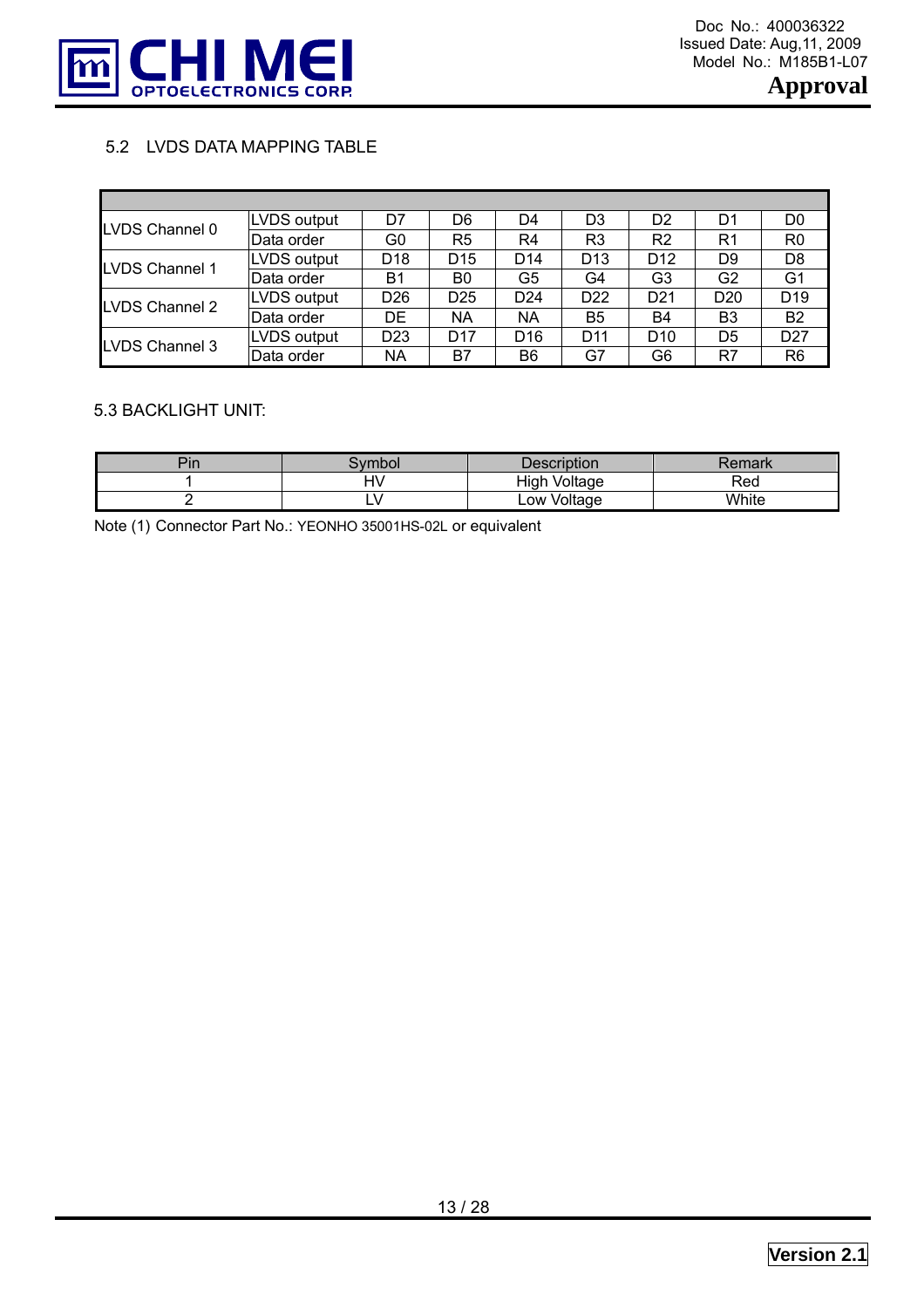## 5.2 LVDS DATA MAPPING TABLE

| | | | | | | | | |
|---|---|---|---|---|---|---|---|---|
| LVDS Channel 0 | LVDS output | D7 | D6 | D4 | D3 | D2 | D1 | D0 |
| | Data order | G0 | R5 | R4 | R3 | R2 | R1 | R0 |
| LVDS Channel 1 | LVDS output | D18 | D15 | D14 | D13 | D12 | D9 | D8 |
| | Data order | B1 | B0 | G5 | G4 | G3 | G2 | G1 |
| LVDS Channel 2 | LVDS output | D26 | D25 | D24 | D22 | D21 | D20 | D19 |
| | Data order | DE | NA | NA | B5 | B4 | B3 | B2 |
| LVDS Channel 3 | LVDS output | D23 | D17 | D16 | D11 | D10 | D5 | D27 |
| | Data order | NA | B7 | B6 | G7 | G6 | R7 | R6 |

## 5.3 BACKLIGHT UNIT:

| Pin | Symbol | Description | Remark |
|---|---|---|---|
| 1 | HV | High Voltage | Red |
| 2 | LV | Low Voltage | White |

Note (1) Connector Part No.: YEONHO 35001HS-02L or equivalent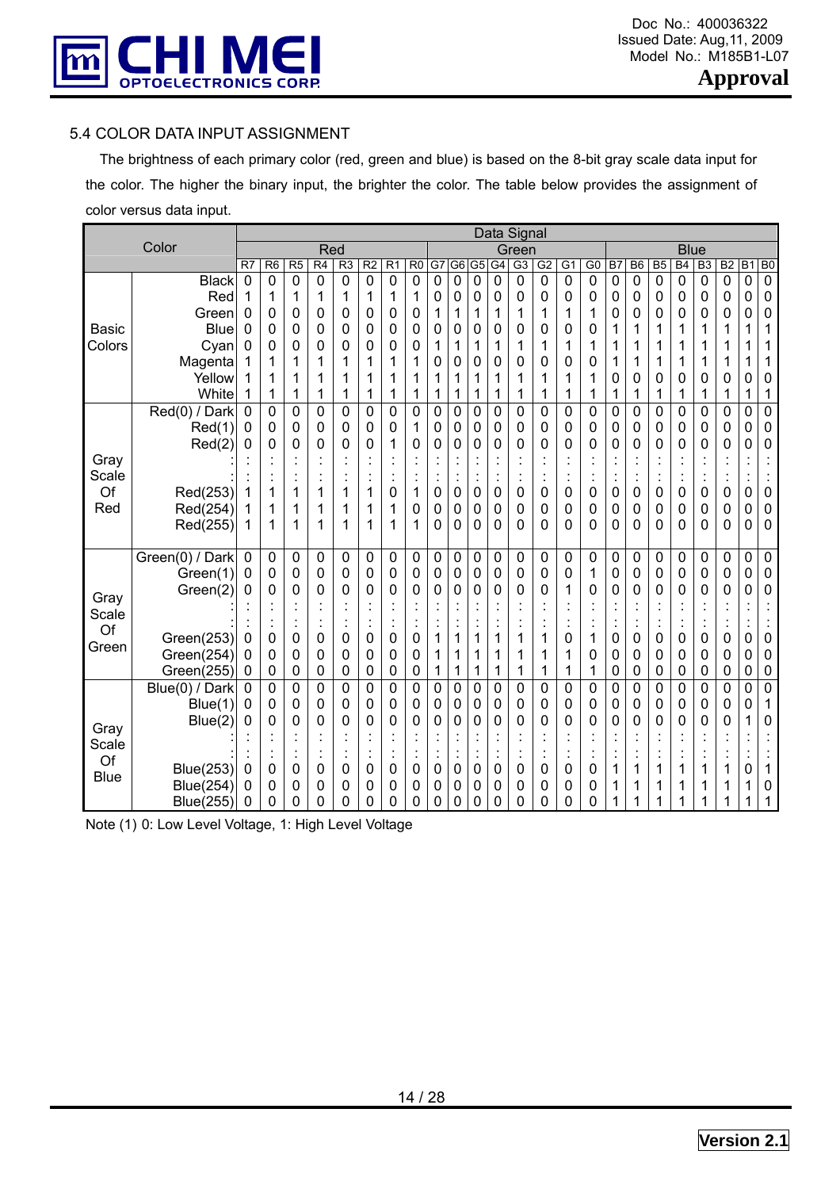## 5.4 COLOR DATA INPUT ASSIGNMENT

The brightness of each primary color (red, green and blue) is based on the 8-bit gray scale data input for the color. The higher the binary input, the brighter the color. The table below provides the assignment of color versus data input.

| | Color | Data Signal | | | | | | | | | | | | | | | | | | | | | | | |
|---|---|---|---|---|---|---|---|---|---|---|---|---|---|---|---|---|---|---|---|---|---|---|---|---|---|
| | | Red | | | | | | | | Green | | | | | | | | Blue | | | | | | | |
| | | R7 | R6 | R5 | R4 | R3 | R2 | R1 | R0 | G7 | G6 | G5 | G4 | G3 | G2 | G1 | G0 | B7 | B6 | B5 | B4 | B3 | B2 | B1 | B0 |
| Basic Colors | Black | 0 | 0 | 0 | 0 | 0 | 0 | 0 | 0 | 0 | 0 | 0 | 0 | 0 | 0 | 0 | 0 | 0 | 0 | 0 | 0 | 0 | 0 | 0 | 0 |
| | Red | 1 | 1 | 1 | 1 | 1 | 1 | 1 | 1 | 0 | 0 | 0 | 0 | 0 | 0 | 0 | 0 | 0 | 0 | 0 | 0 | 0 | 0 | 0 | 0 |
| | Green | 0 | 0 | 0 | 0 | 0 | 0 | 0 | 0 | 1 | 1 | 1 | 1 | 1 | 1 | 1 | 1 | 0 | 0 | 0 | 0 | 0 | 0 | 0 | 0 |
| | Blue | 0 | 0 | 0 | 0 | 0 | 0 | 0 | 0 | 0 | 0 | 0 | 0 | 0 | 0 | 0 | 0 | 1 | 1 | 1 | 1 | 1 | 1 | 1 | 1 |
| | Cyan | 0 | 0 | 0 | 0 | 0 | 0 | 0 | 0 | 1 | 1 | 1 | 1 | 1 | 1 | 1 | 1 | 1 | 1 | 1 | 1 | 1 | 1 | 1 | 1 |
| | Magenta | 1 | 1 | 1 | 1 | 1 | 1 | 1 | 1 | 0 | 0 | 0 | 0 | 0 | 0 | 0 | 0 | 1 | 1 | 1 | 1 | 1 | 1 | 1 | 1 |
| | Yellow | 1 | 1 | 1 | 1 | 1 | 1 | 1 | 1 | 1 | 1 | 1 | 1 | 1 | 1 | 1 | 1 | 0 | 0 | 0 | 0 | 0 | 0 | 0 | 0 |
| | White | 1 | 1 | 1 | 1 | 1 | 1 | 1 | 1 | 1 | 1 | 1 | 1 | 1 | 1 | 1 | 1 | 1 | 1 | 1 | 1 | 1 | 1 | 1 | 1 |
| Gray Scale Of Red | Red(0) / Dark | 0 | 0 | 0 | 0 | 0 | 0 | 0 | 0 | 0 | 0 | 0 | 0 | 0 | 0 | 0 | 0 | 0 | 0 | 0 | 0 | 0 | 0 | 0 | 0 |
| | Red(1) | 0 | 0 | 0 | 0 | 0 | 0 | 0 | 1 | 0 | 0 | 0 | 0 | 0 | 0 | 0 | 0 | 0 | 0 | 0 | 0 | 0 | 0 | 0 | 0 |
| | Red(2) | 0 | 0 | 0 | 0 | 0 | 0 | 1 | 0 | 0 | 0 | 0 | 0 | 0 | 0 | 0 | 0 | 0 | 0 | 0 | 0 | 0 | 0 | 0 | 0 |
| | : | : | : | : | : | : | : | : | : | : | : | : | : | : | : | : | : | : | : | : | : | : | : | : | : |
| | : | : | : | : | : | : | : | : | : | : | : | : | : | : | : | : | : | : | : | : | : | : | : | : | : |
| | Red(253) | 1 | 1 | 1 | 1 | 1 | 1 | 0 | 1 | 0 | 0 | 0 | 0 | 0 | 0 | 0 | 0 | 0 | 0 | 0 | 0 | 0 | 0 | 0 | 0 |
| | Red(254) | 1 | 1 | 1 | 1 | 1 | 1 | 1 | 0 | 0 | 0 | 0 | 0 | 0 | 0 | 0 | 0 | 0 | 0 | 0 | 0 | 0 | 0 | 0 | 0 |
| | Red(255) | 1 | 1 | 1 | 1 | 1 | 1 | 1 | 1 | 0 | 0 | 0 | 0 | 0 | 0 | 0 | 0 | 0 | 0 | 0 | 0 | 0 | 0 | 0 | 0 |
| Gray Scale Of Green | Green(0) / Dark | 0 | 0 | 0 | 0 | 0 | 0 | 0 | 0 | 0 | 0 | 0 | 0 | 0 | 0 | 0 | 0 | 0 | 0 | 0 | 0 | 0 | 0 | 0 | 0 |
| | Green(1) | 0 | 0 | 0 | 0 | 0 | 0 | 0 | 0 | 0 | 0 | 0 | 0 | 0 | 0 | 0 | 1 | 0 | 0 | 0 | 0 | 0 | 0 | 0 | 0 |
| | Green(2) | 0 | 0 | 0 | 0 | 0 | 0 | 0 | 0 | 0 | 0 | 0 | 0 | 0 | 0 | 1 | 0 | 0 | 0 | 0 | 0 | 0 | 0 | 0 | 0 |
| | : | : | : | : | : | : | : | : | : | : | : | : | : | : | : | : | : | : | : | : | : | : | : | : | : |
| | : | : | : | : | : | : | : | : | : | : | : | : | : | : | : | : | : | : | : | : | : | : | : | : | : |
| | Green(253) | 0 | 0 | 0 | 0 | 0 | 0 | 0 | 0 | 1 | 1 | 1 | 1 | 1 | 1 | 0 | 1 | 0 | 0 | 0 | 0 | 0 | 0 | 0 | 0 |
| | Green(254) | 0 | 0 | 0 | 0 | 0 | 0 | 0 | 0 | 1 | 1 | 1 | 1 | 1 | 1 | 1 | 0 | 0 | 0 | 0 | 0 | 0 | 0 | 0 | 0 |
| | Green(255) | 0 | 0 | 0 | 0 | 0 | 0 | 0 | 0 | 1 | 1 | 1 | 1 | 1 | 1 | 1 | 1 | 0 | 0 | 0 | 0 | 0 | 0 | 0 | 0 |
| Gray Scale Of Blue | Blue(0) / Dark | 0 | 0 | 0 | 0 | 0 | 0 | 0 | 0 | 0 | 0 | 0 | 0 | 0 | 0 | 0 | 0 | 0 | 0 | 0 | 0 | 0 | 0 | 0 | 0 |
| | Blue(1) | 0 | 0 | 0 | 0 | 0 | 0 | 0 | 0 | 0 | 0 | 0 | 0 | 0 | 0 | 0 | 0 | 0 | 0 | 0 | 0 | 0 | 0 | 0 | 1 |
| | Blue(2) | 0 | 0 | 0 | 0 | 0 | 0 | 0 | 0 | 0 | 0 | 0 | 0 | 0 | 0 | 0 | 0 | 0 | 0 | 0 | 0 | 0 | 0 | 1 | 0 |
| | : | : | : | : | : | : | : | : | : | : | : | : | : | : | : | : | : | : | : | : | : | : | : | : | : |
| | : | : | : | : | : | : | : | : | : | : | : | : | : | : | : | : | : | : | : | : | : | : | : | : | : |
| | Blue(253) | 0 | 0 | 0 | 0 | 0 | 0 | 0 | 0 | 0 | 0 | 0 | 0 | 0 | 0 | 0 | 0 | 1 | 1 | 1 | 1 | 1 | 1 | 0 | 1 |
| | Blue(254) | 0 | 0 | 0 | 0 | 0 | 0 | 0 | 0 | 0 | 0 | 0 | 0 | 0 | 0 | 0 | 0 | 1 | 1 | 1 | 1 | 1 | 1 | 1 | 0 |
| | Blue(255) | 0 | 0 | 0 | 0 | 0 | 0 | 0 | 0 | 0 | 0 | 0 | 0 | 0 | 0 | 0 | 0 | 1 | 1 | 1 | 1 | 1 | 1 | 1 | 1 |

Note (1) 0: Low Level Voltage, 1: High Level Voltage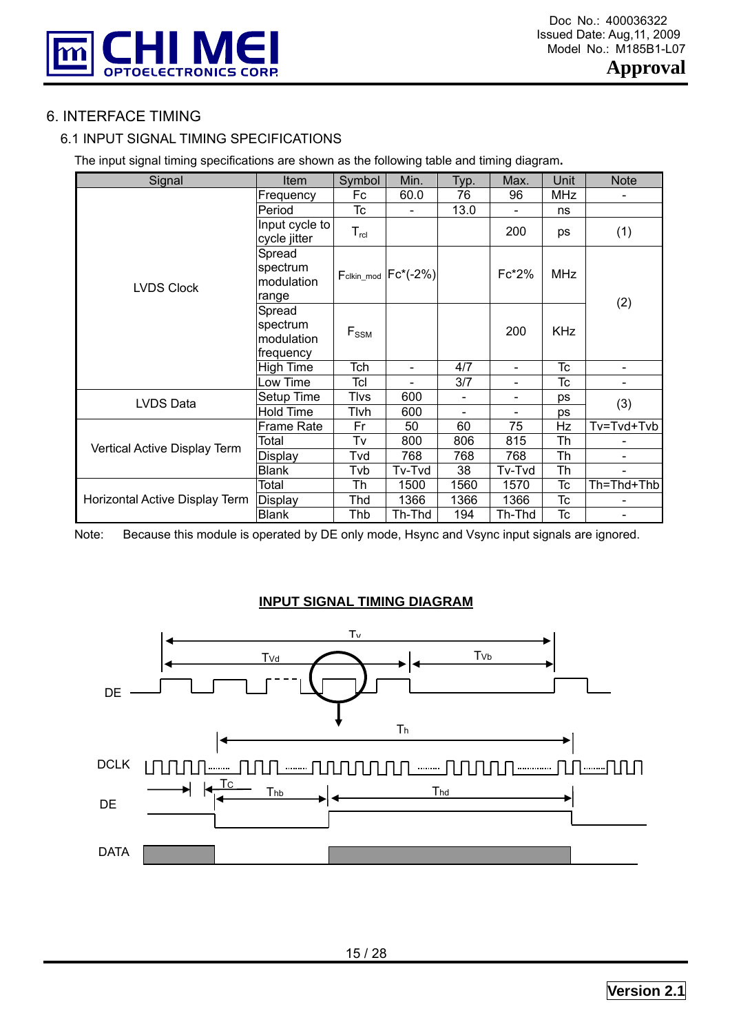# 6. INTERFACE TIMING

## 6.1 INPUT SIGNAL TIMING SPECIFICATIONS

The input signal timing specifications are shown as the following table and timing diagram.

| Signal | Item | Symbol | Min. | Typ. | Max. | Unit | Note |
|---|---|---|---|---|---|---|---|
| LVDS Clock | Frequency | Fc | 60.0 | 76 | 96 | MHz | - |
| | Period | Tc | - | 13.0 | - | ns | - |
| | Input cycle to cycle jitter | $T_{rcl}$ | | | 200 | ps | (1) |
| | Spread spectrum modulation range | $F_{clkin\_mod}$ | Fc*(-2%) | | Fc*2% | MHz | (2) |
| | Spread spectrum modulation frequency | $F_{SSM}$ | | | 200 | KHz | (2) |
| | High Time | Tch | - | 4/7 | - | Tc | - |
| | Low Time | Tcl | - | 3/7 | - | Tc | - |
| LVDS Data | Setup Time | Tlvs | 600 | - | - | ps | (3) |
| | Hold Time | Tlvh | 600 | - | - | ps | (3) |
| Vertical Active Display Term | Frame Rate | Fr | 50 | 60 | 75 | Hz | Tv=Tvd+Tvb |
| | Total | Tv | 800 | 806 | 815 | Th | - |
| | Display | Tvd | 768 | 768 | 768 | Th | - |
| | Blank | Tvb | Tv-Tvd | 38 | Tv-Tvd | Th | - |
| Horizontal Active Display Term | Total | Th | 1500 | 1560 | 1570 | Tc | Th=Thd+Thb |
| | Display | Thd | 1366 | 1366 | 1366 | Tc | - |
| | Blank | Thb | Th-Thd | 194 | Th-Thd | Tc | - |

Note: Because this module is operated by DE only mode, Hsync and Vsync input signals are ignored.

**INPUT SIGNAL TIMING DIAGRAM**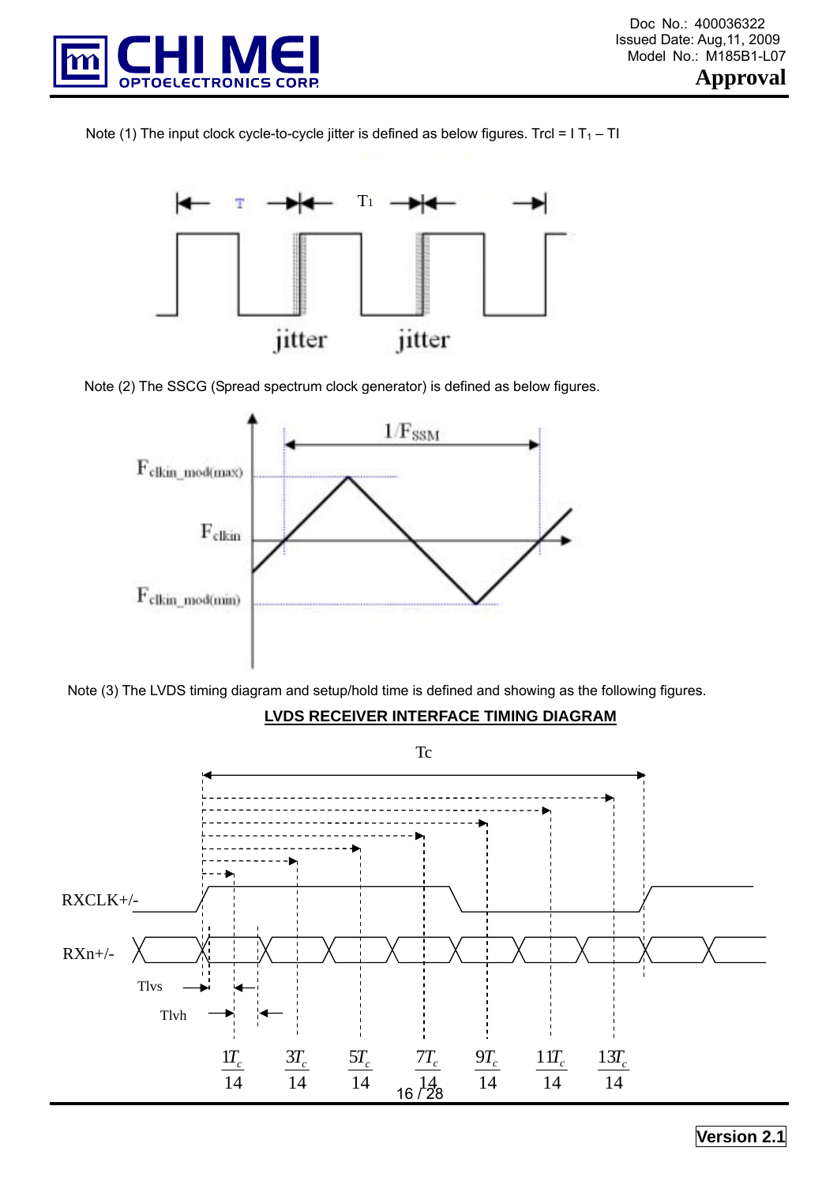Note (1) The input clock cycle-to-cycle jitter is defined as below figures. Trcl = I $T_1$ – TI

Note (2) The SSCG (Spread spectrum clock generator) is defined as below figures.

Note (3) The LVDS timing diagram and setup/hold time is defined and showing as the following figures.

**LVDS RECEIVER INTERFACE TIMING DIAGRAM**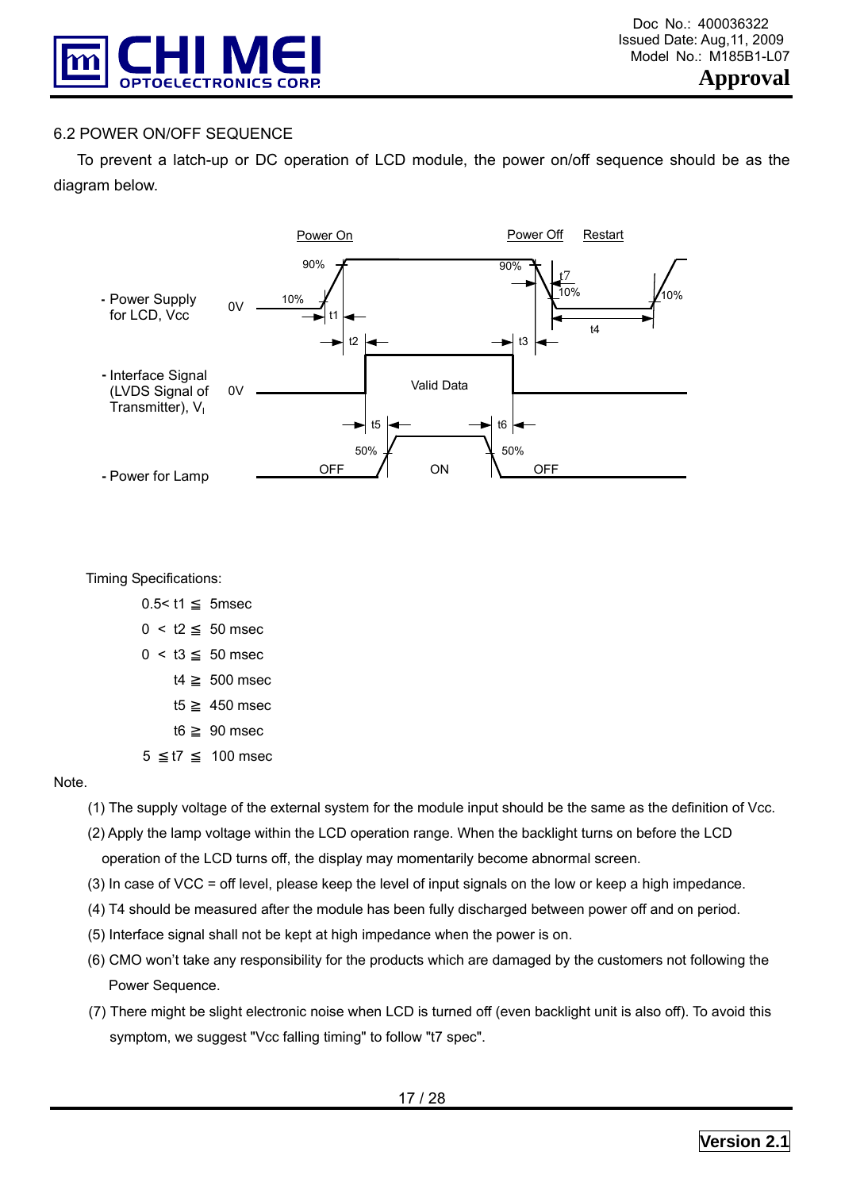## 6.2 POWER ON/OFF SEQUENCE

To prevent a latch-up or DC operation of LCD module, the power on/off sequence should be as the diagram below.

Power On | Power Off | Restart

- Power Supply for LCD, Vcc — 0V, 10%, 90%, t1, t2, t3, t4, t7
- Interface Signal (LVDS Signal of Transmitter), $V_I$ — 0V, Valid Data
- Power for Lamp — OFF, ON, OFF, 50%, t5, t6

Timing Specifications:

$0.5 < t1 \leqq 5msec$

$0 < t2 \leqq 50\ msec$

$0 < t3 \leqq 50\ msec$

$t4 \geqq 500\ msec$

$t5 \geqq 450\ msec$

$t6 \geqq 90\ msec$

$5 \leqq t7 \leqq 100\ msec$

Note.

(1) The supply voltage of the external system for the module input should be the same as the definition of Vcc.

(2) Apply the lamp voltage within the LCD operation range. When the backlight turns on before the LCD operation of the LCD turns off, the display may momentarily become abnormal screen.

(3) In case of VCC = off level, please keep the level of input signals on the low or keep a high impedance.

(4) T4 should be measured after the module has been fully discharged between power off and on period.

(5) Interface signal shall not be kept at high impedance when the power is on.

(6) CMO won't take any responsibility for the products which are damaged by the customers not following the Power Sequence.

(7) There might be slight electronic noise when LCD is turned off (even backlight unit is also off). To avoid this symptom, we suggest "Vcc falling timing" to follow "t7 spec".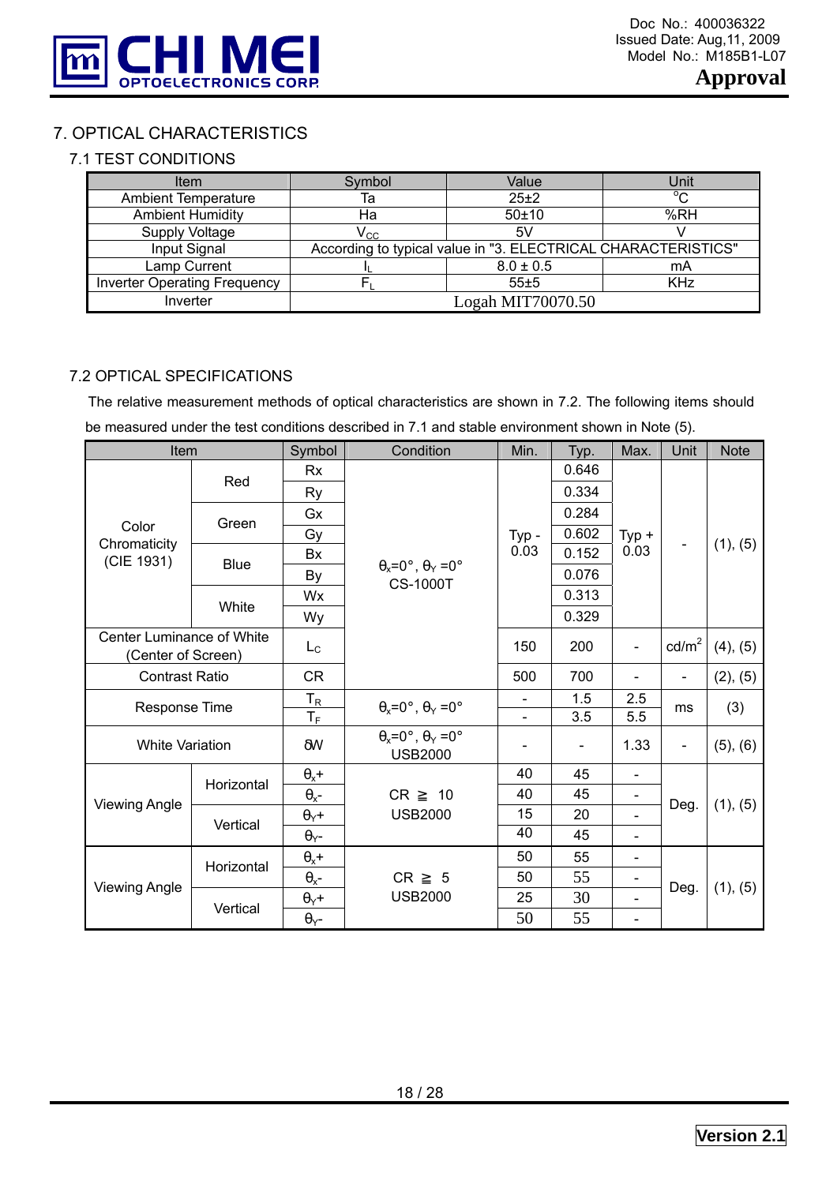# 7. OPTICAL CHARACTERISTICS

## 7.1 TEST CONDITIONS

| Item | Symbol | Value | Unit |
|---|---|---|---|
| Ambient Temperature | Ta | 25±2 | °C |
| Ambient Humidity | Ha | 50±10 | %RH |
| Supply Voltage | $V_{CC}$ | 5V | V |
| Input Signal | According to typical value in "3. ELECTRICAL CHARACTERISTICS" | | |
| Lamp Current | $I_L$ | 8.0 ± 0.5 | mA |
| Inverter Operating Frequency | $F_L$ | 55±5 | KHz |
| Inverter | Logah MIT70070.50 | | |

## 7.2 OPTICAL SPECIFICATIONS

The relative measurement methods of optical characteristics are shown in 7.2. The following items should be measured under the test conditions described in 7.1 and stable environment shown in Note (5).

| Item | | Symbol | Condition | Min. | Typ. | Max. | Unit | Note |
|---|---|---|---|---|---|---|---|---|
| Color Chromaticity (CIE 1931) | Red | Rx | $\theta_x$=0°, $\theta_Y$ =0° CS-1000T | Typ - 0.03 | 0.646 | Typ + 0.03 | - | (1), (5) |
| | | Ry | | | 0.334 | | | |
| | Green | Gx | | | 0.284 | | | |
| | | Gy | | | 0.602 | | | |
| | Blue | Bx | | | 0.152 | | | |
| | | By | | | 0.076 | | | |
| | White | Wx | | | 0.313 | | | |
| | | Wy | | | 0.329 | | | |
| Center Luminance of White (Center of Screen) | | $L_C$ | | 150 | 200 | - | cd/m$^2$ | (4), (5) |
| Contrast Ratio | | CR | | 500 | 700 | - | - | (2), (5) |
| Response Time | | $T_R$ | $\theta_x$=0°, $\theta_Y$ =0° | - | 1.5 | 2.5 | ms | (3) |
| | | $T_F$ | | - | 3.5 | 5.5 | | |
| White Variation | | δW | $\theta_x$=0°, $\theta_Y$ =0° USB2000 | - | - | 1.33 | - | (5), (6) |
| Viewing Angle | Horizontal | $\theta_x$+ | CR ≧ 10 USB2000 | 40 | 45 | - | Deg. | (1), (5) |
| | | $\theta_x$- | | 40 | 45 | - | | |
| | Vertical | $\theta_Y$+ | | 15 | 20 | - | | |
| | | $\theta_Y$- | | 40 | 45 | - | | |
| Viewing Angle | Horizontal | $\theta_x$+ | CR ≧ 5 USB2000 | 50 | 55 | - | Deg. | (1), (5) |
| | | $\theta_x$- | | 50 | 55 | - | | |
| | Vertical | $\theta_Y$+ | | 25 | 30 | - | | |
| | | $\theta_Y$- | | 50 | 55 | - | | |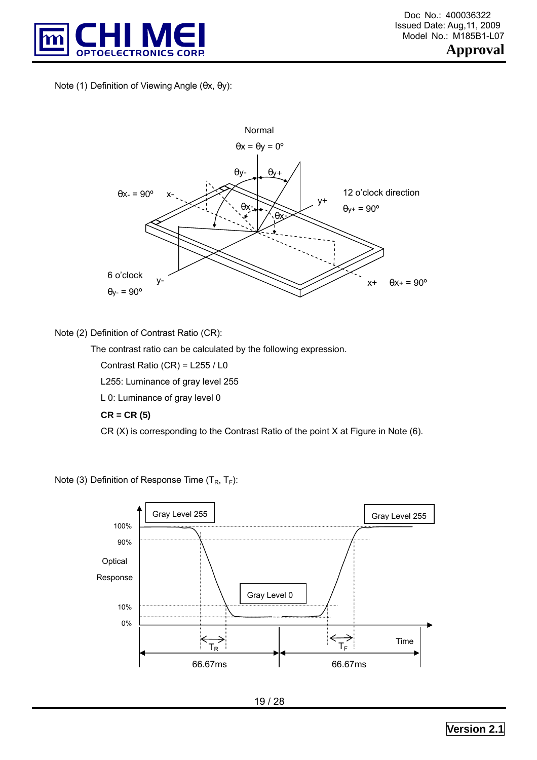Note (1) Definition of Viewing Angle (θx, θy):

Normal

θx = θy = 0º

θy- θy+

θx- = 90º x-

12 o'clock direction

θy+ = 90º

y+

θx- θx-

6 o'clock

θy- = 90º

y-

x+ θx+ = 90º

Note (2) Definition of Contrast Ratio (CR):

The contrast ratio can be calculated by the following expression.

Contrast Ratio (CR) = L255 / L0

L255: Luminance of gray level 255

L 0: Luminance of gray level 0

**CR = CR (5)**

CR (X) is corresponding to the Contrast Ratio of the point X at Figure in Note (6).

Note (3) Definition of Response Time ($T_R$, $T_F$):

Gray Level 255 Gray Level 255

100%

90%

Optical Response

Gray Level 0

10%

0%

$T_R$ $T_F$ Time

66.67ms 66.67ms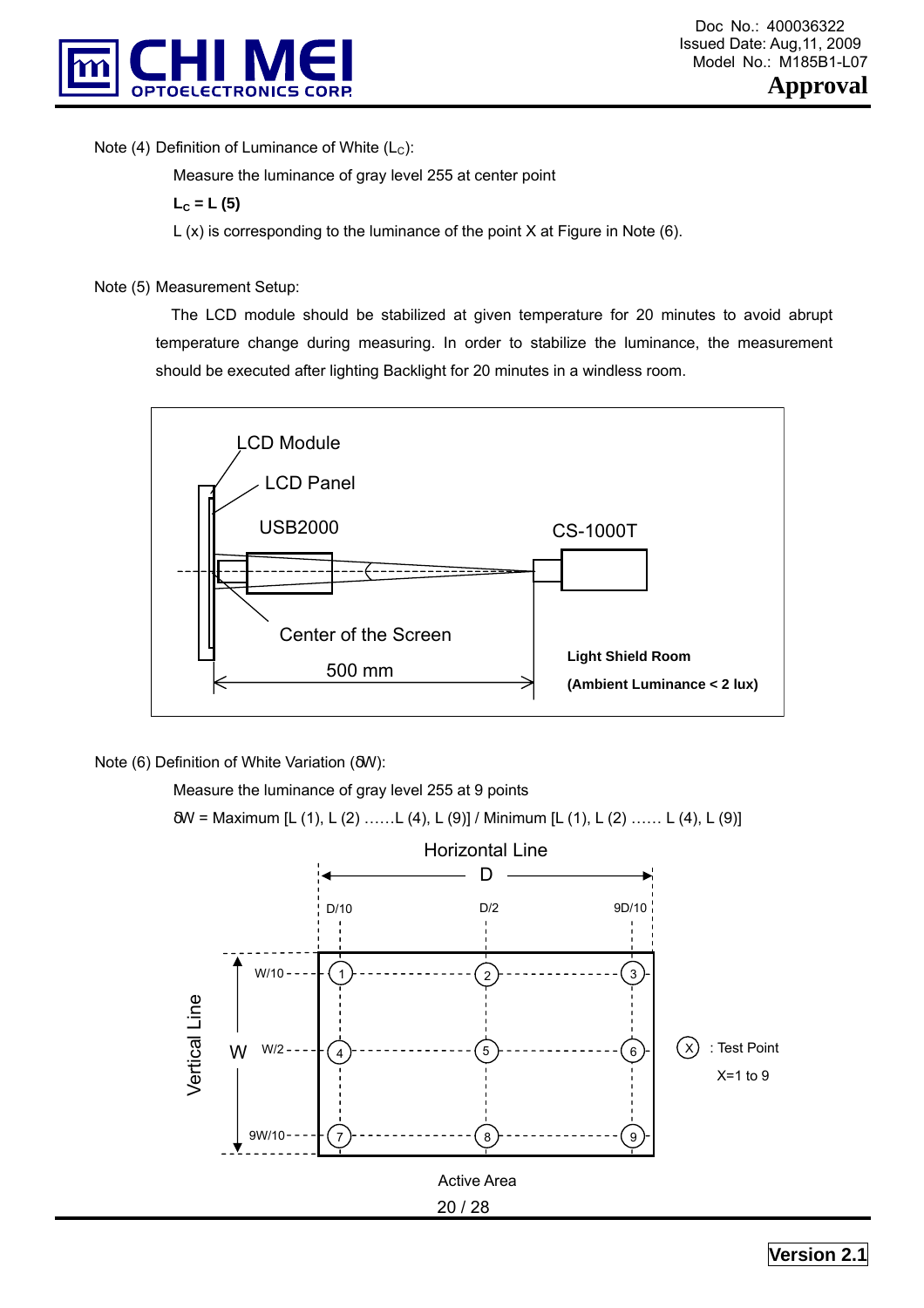Note (4) Definition of Luminance of White ($L_C$):

Measure the luminance of gray level 255 at center point

**$L_C$ = L (5)**

L (x) is corresponding to the luminance of the point X at Figure in Note (6).

Note (5) Measurement Setup:

The LCD module should be stabilized at given temperature for 20 minutes to avoid abrupt temperature change during measuring. In order to stabilize the luminance, the measurement should be executed after lighting Backlight for 20 minutes in a windless room.

LCD Module

LCD Panel

USB2000

CS-1000T

Center of the Screen

500 mm

**Light Shield Room**

**(Ambient Luminance < 2 lux)**

Note (6) Definition of White Variation (δW):

Measure the luminance of gray level 255 at 9 points

δW = Maximum [L (1), L (2) ……L (4), L (9)] / Minimum [L (1), L (2) …… L (4), L (9)]

Horizontal Line

D

D/10 D/2 9D/10

Vertical Line

W

W/10, W/2, 9W/10

(X) : Test Point

X=1 to 9

Active Area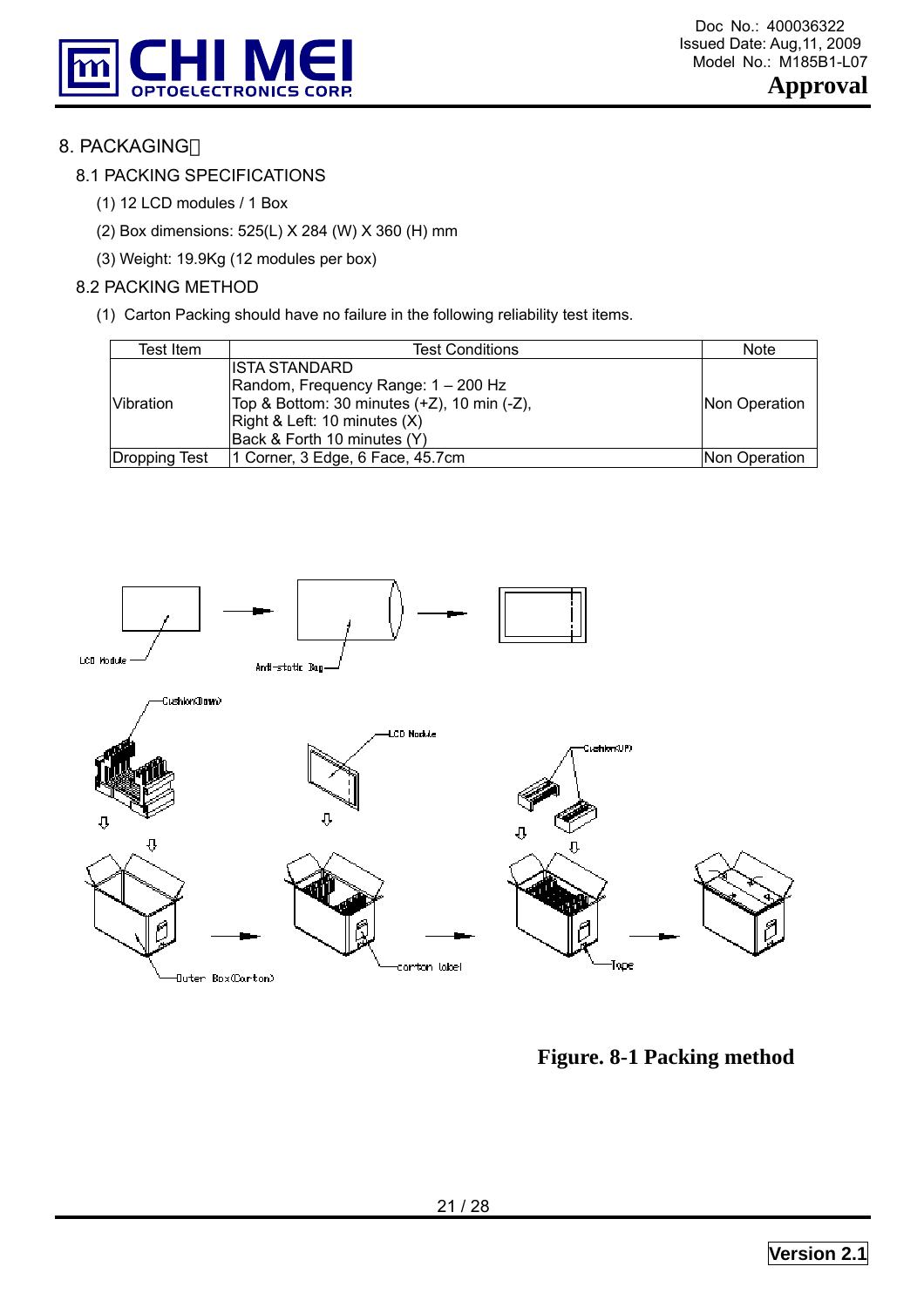## 8. PACKAGING

### 8.1 PACKING SPECIFICATIONS

(1) 12 LCD modules / 1 Box

(2) Box dimensions: 525(L) X 284 (W) X 360 (H) mm

(3) Weight: 19.9Kg (12 modules per box)

### 8.2 PACKING METHOD

(1) Carton Packing should have no failure in the following reliability test items.

| Test Item | Test Conditions | Note |
|---|---|---|
| Vibration | ISTA STANDARD<br>Random, Frequency Range: 1 – 200 Hz<br>Top & Bottom: 30 minutes (+Z), 10 min (-Z),<br>Right & Left: 10 minutes (X)<br>Back & Forth 10 minutes (Y) | Non Operation |
| Dropping Test | 1 Corner, 3 Edge, 6 Face, 45.7cm | Non Operation |

**Figure. 8-1 Packing method**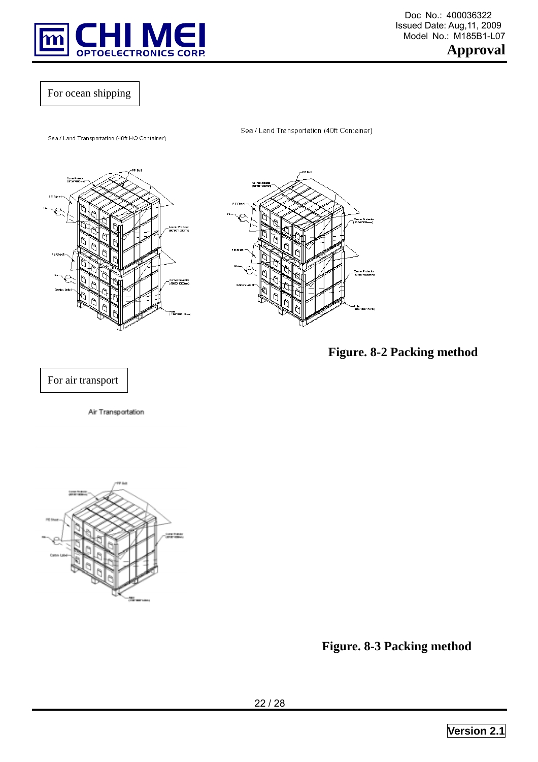For ocean shipping

Sea / Land Transportation (40ft HQ Container)

Sea / Land Transportation (40ft Container)

**Figure. 8-2 Packing method**

For air transport

Air Transportation

**Figure. 8-3 Packing method**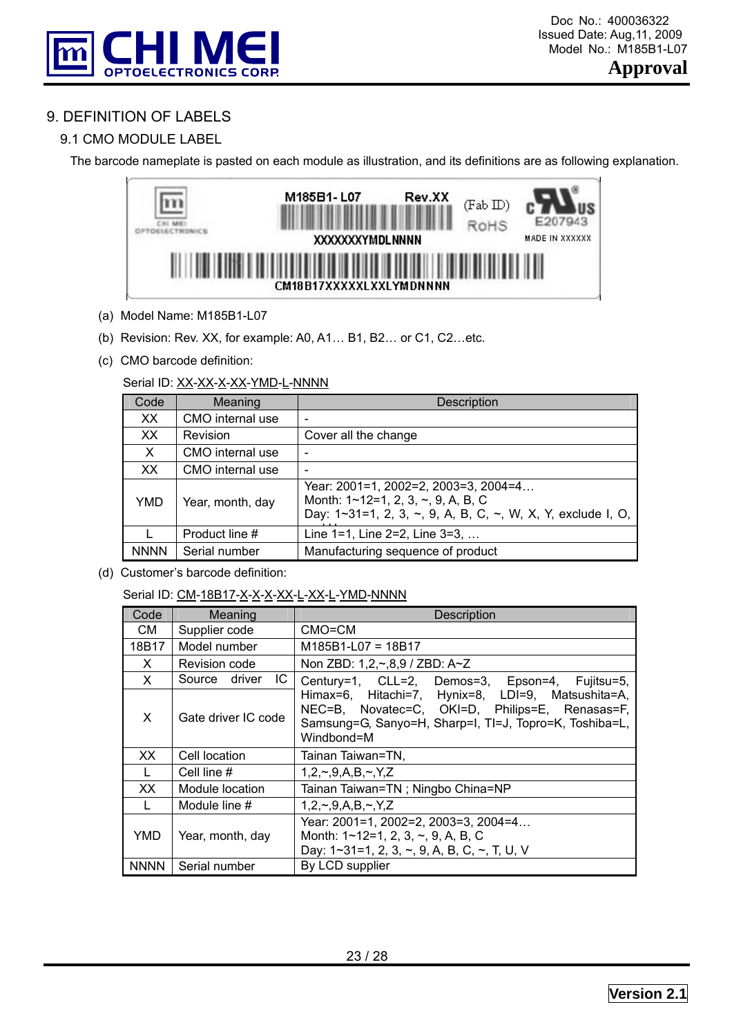# 9. DEFINITION OF LABELS

## 9.1 CMO MODULE LABEL

The barcode nameplate is pasted on each module as illustration, and its definitions are as following explanation.

(a) Model Name: M185B1-L07

(b) Revision: Rev. XX, for example: A0, A1… B1, B2… or C1, C2…etc.

(c) CMO barcode definition:

Serial ID: XX-XX-X-XX-YMD-L-NNNN

| Code | Meaning | Description |
|---|---|---|
| XX | CMO internal use | - |
| XX | Revision | Cover all the change |
| X | CMO internal use | - |
| XX | CMO internal use | - |
| YMD | Year, month, day | Year: 2001=1, 2002=2, 2003=3, 2004=4…<br>Month: 1~12=1, 2, 3, ~, 9, A, B, C<br>Day: 1~31=1, 2, 3, ~, 9, A, B, C, ~, W, X, Y, exclude I, O, U. |
| L | Product line # | Line 1=1, Line 2=2, Line 3=3, … |
| NNNN | Serial number | Manufacturing sequence of product |

(d) Customer's barcode definition:

Serial ID: CM-18B17-X-X-X-XX-L-XX-L-YMD-NNNN

| Code | Meaning | Description |
|---|---|---|
| CM | Supplier code | CMO=CM |
| 18B17 | Model number | M185B1-L07 = 18B17 |
| X | Revision code | Non ZBD: 1,2,~,8,9 / ZBD: A~Z |
| X | Source driver IC code | Century=1, CLL=2, Demos=3, Epson=4, Fujitsu=5, Himax=6, Hitachi=7, Hynix=8, LDI=9, Matsushita=A, NEC=B, Novatec=C, OKI=D, Philips=E, Renasas=F, Samsung=G, Sanyo=H, Sharp=I, TI=J, Topro=K, Toshiba=L, Windbond=M |
| X | Gate driver IC code | |
| XX | Cell location | Tainan Taiwan=TN, |
| L | Cell line # | 1,2,~,9,A,B,~,Y,Z |
| XX | Module location | Tainan Taiwan=TN ; Ningbo China=NP |
| L | Module line # | 1,2,~,9,A,B,~,Y,Z |
| YMD | Year, month, day | Year: 2001=1, 2002=2, 2003=3, 2004=4…<br>Month: 1~12=1, 2, 3, ~, 9, A, B, C<br>Day: 1~31=1, 2, 3, ~, 9, A, B, C, ~, T, U, V |
| NNNN | Serial number | By LCD supplier |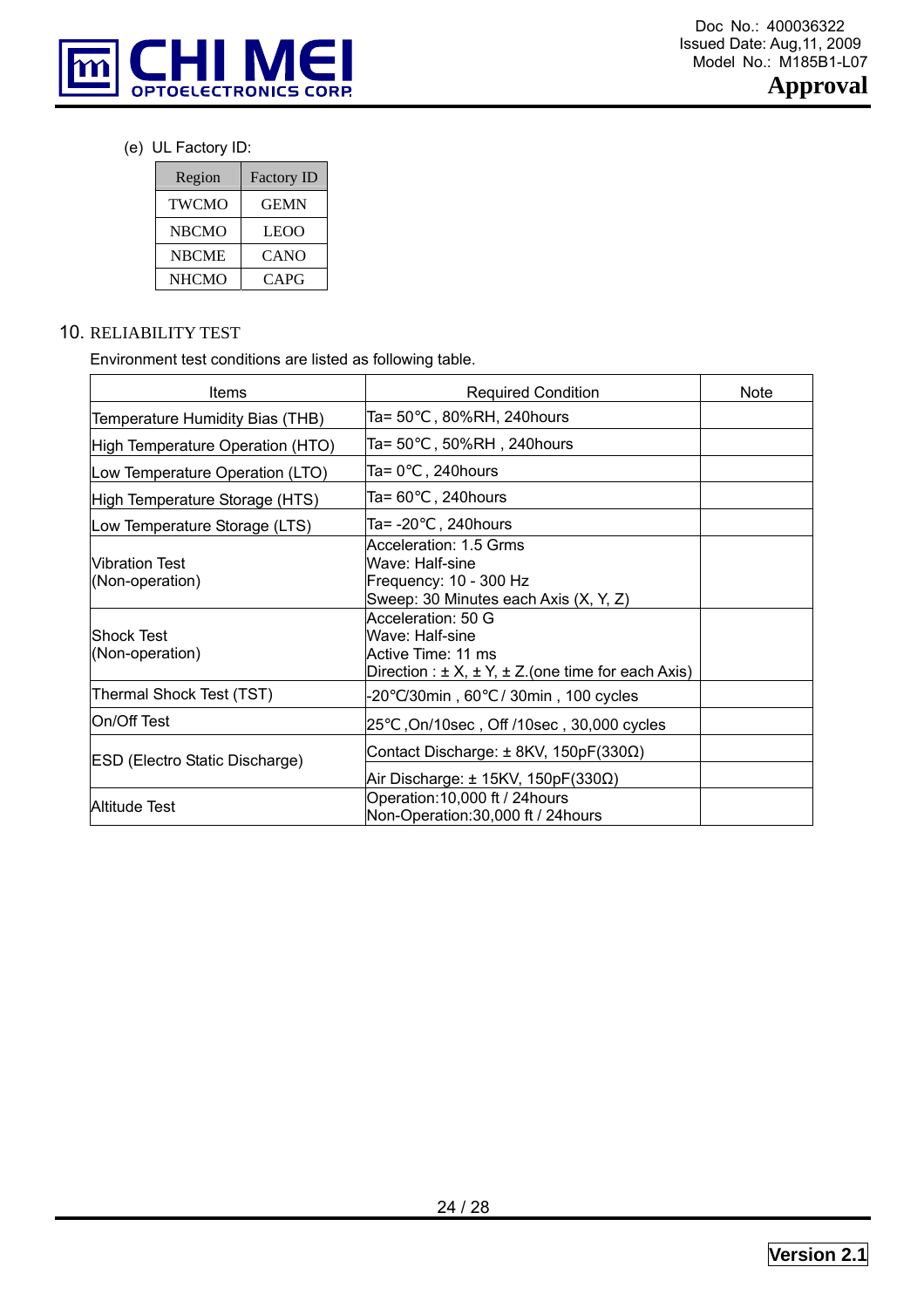(e) UL Factory ID:

| Region | Factory ID |
|---|---|
| TWCMO | GEMN |
| NBCMO | LEOO |
| NBCME | CANO |
| NHCMO | CAPG |

## 10. RELIABILITY TEST

Environment test conditions are listed as following table.

| Items | Required Condition | Note |
|---|---|---|
| Temperature Humidity Bias (THB) | Ta= 50°C , 80%RH, 240hours | |
| High Temperature Operation (HTO) | Ta= 50°C , 50%RH , 240hours | |
| Low Temperature Operation (LTO) | Ta= 0°C , 240hours | |
| High Temperature Storage (HTS) | Ta= 60°C , 240hours | |
| Low Temperature Storage (LTS) | Ta= -20°C , 240hours | |
| Vibration Test (Non-operation) | Acceleration: 1.5 Grms<br>Wave: Half-sine<br>Frequency: 10 - 300 Hz<br>Sweep: 30 Minutes each Axis (X, Y, Z) | |
| Shock Test (Non-operation) | Acceleration: 50 G<br>Wave: Half-sine<br>Active Time: 11 ms<br>Direction : ± X, ± Y, ± Z.(one time for each Axis) | |
| Thermal Shock Test (TST) | -20°C/30min , 60°C / 30min , 100 cycles | |
| On/Off Test | 25°C ,On/10sec , Off /10sec , 30,000 cycles | |
| ESD (Electro Static Discharge) | Contact Discharge: ± 8KV, 150pF(330Ω) | |
| | Air Discharge: ± 15KV, 150pF(330Ω) | |
| Altitude Test | Operation:10,000 ft / 24hours<br>Non-Operation:30,000 ft / 24hours | |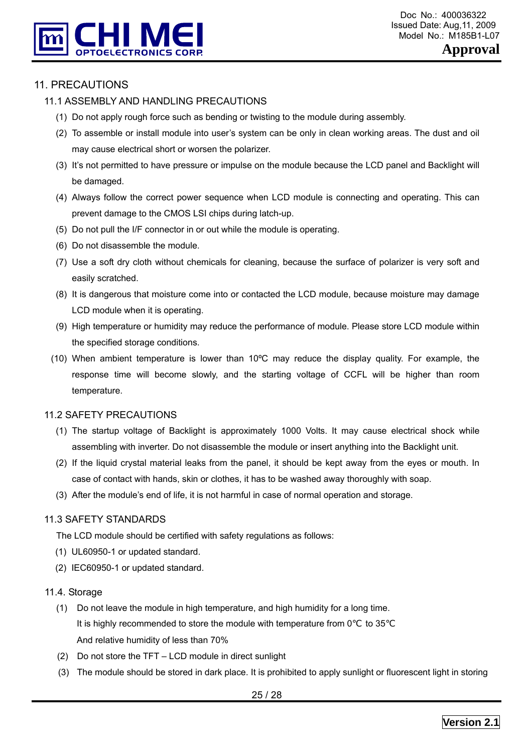# 11. PRECAUTIONS

## 11.1 ASSEMBLY AND HANDLING PRECAUTIONS

(1) Do not apply rough force such as bending or twisting to the module during assembly.

(2) To assemble or install module into user's system can be only in clean working areas. The dust and oil may cause electrical short or worsen the polarizer.

(3) It's not permitted to have pressure or impulse on the module because the LCD panel and Backlight will be damaged.

(4) Always follow the correct power sequence when LCD module is connecting and operating. This can prevent damage to the CMOS LSI chips during latch-up.

(5) Do not pull the I/F connector in or out while the module is operating.

(6) Do not disassemble the module.

(7) Use a soft dry cloth without chemicals for cleaning, because the surface of polarizer is very soft and easily scratched.

(8) It is dangerous that moisture come into or contacted the LCD module, because moisture may damage LCD module when it is operating.

(9) High temperature or humidity may reduce the performance of module. Please store LCD module within the specified storage conditions.

(10) When ambient temperature is lower than 10ºC may reduce the display quality. For example, the response time will become slowly, and the starting voltage of CCFL will be higher than room temperature.

## 11.2 SAFETY PRECAUTIONS

(1) The startup voltage of Backlight is approximately 1000 Volts. It may cause electrical shock while assembling with inverter. Do not disassemble the module or insert anything into the Backlight unit.

(2) If the liquid crystal material leaks from the panel, it should be kept away from the eyes or mouth. In case of contact with hands, skin or clothes, it has to be washed away thoroughly with soap.

(3) After the module's end of life, it is not harmful in case of normal operation and storage.

## 11.3 SAFETY STANDARDS

The LCD module should be certified with safety regulations as follows:

(1) UL60950-1 or updated standard.

(2) IEC60950-1 or updated standard.

## 11.4. Storage

(1) Do not leave the module in high temperature, and high humidity for a long time.
It is highly recommended to store the module with temperature from 0℃ to 35℃
And relative humidity of less than 70%

(2) Do not store the TFT – LCD module in direct sunlight

(3) The module should be stored in dark place. It is prohibited to apply sunlight or fluorescent light in storing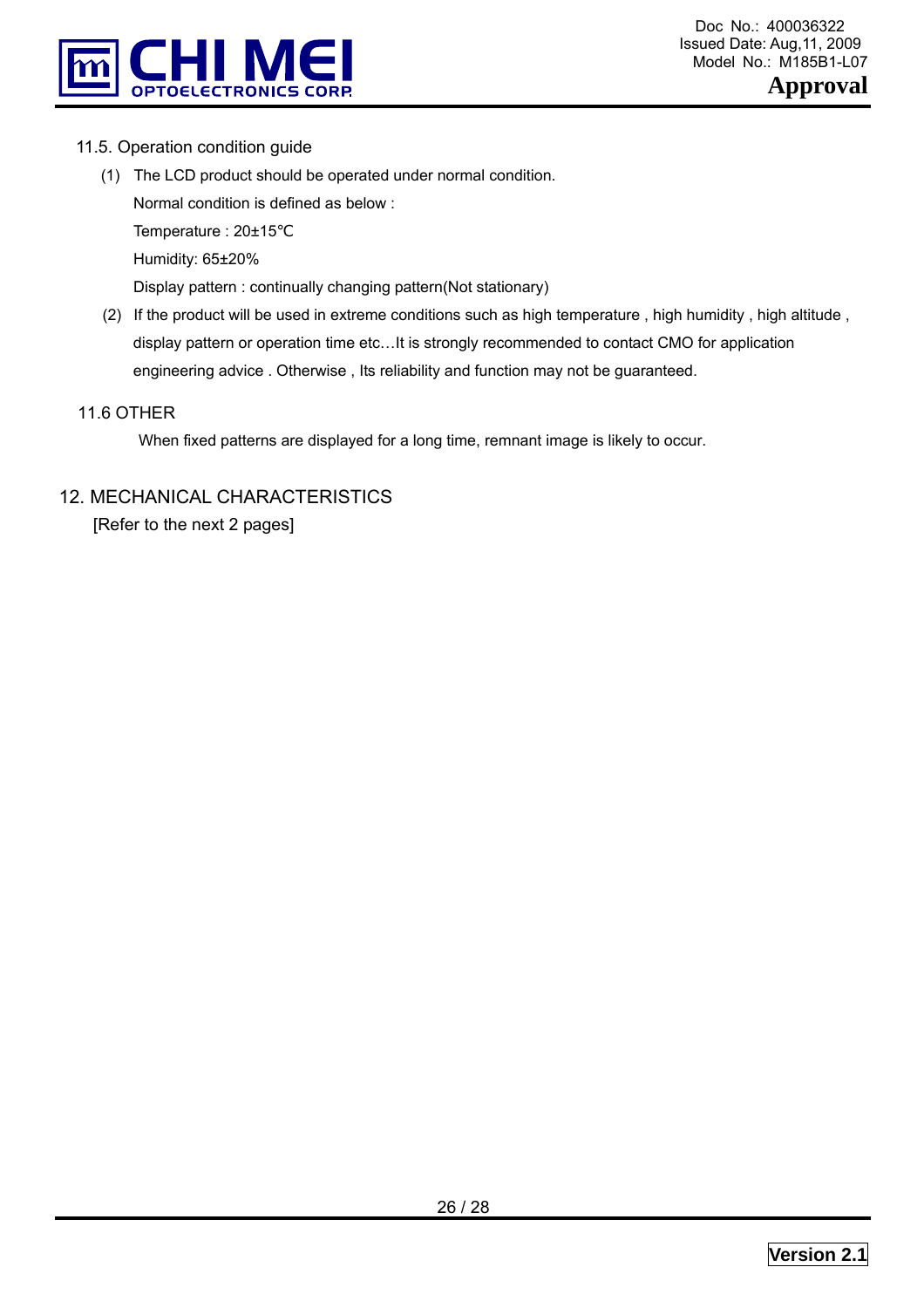### 11.5. Operation condition guide

(1) The LCD product should be operated under normal condition.

Normal condition is defined as below :

Temperature : 20±15℃

Humidity: 65±20%

Display pattern : continually changing pattern(Not stationary)

(2) If the product will be used in extreme conditions such as high temperature , high humidity , high altitude , display pattern or operation time etc…It is strongly recommended to contact CMO for application engineering advice . Otherwise , Its reliability and function may not be guaranteed.

### 11.6 OTHER

When fixed patterns are displayed for a long time, remnant image is likely to occur.

## 12. MECHANICAL CHARACTERISTICS

[Refer to the next 2 pages]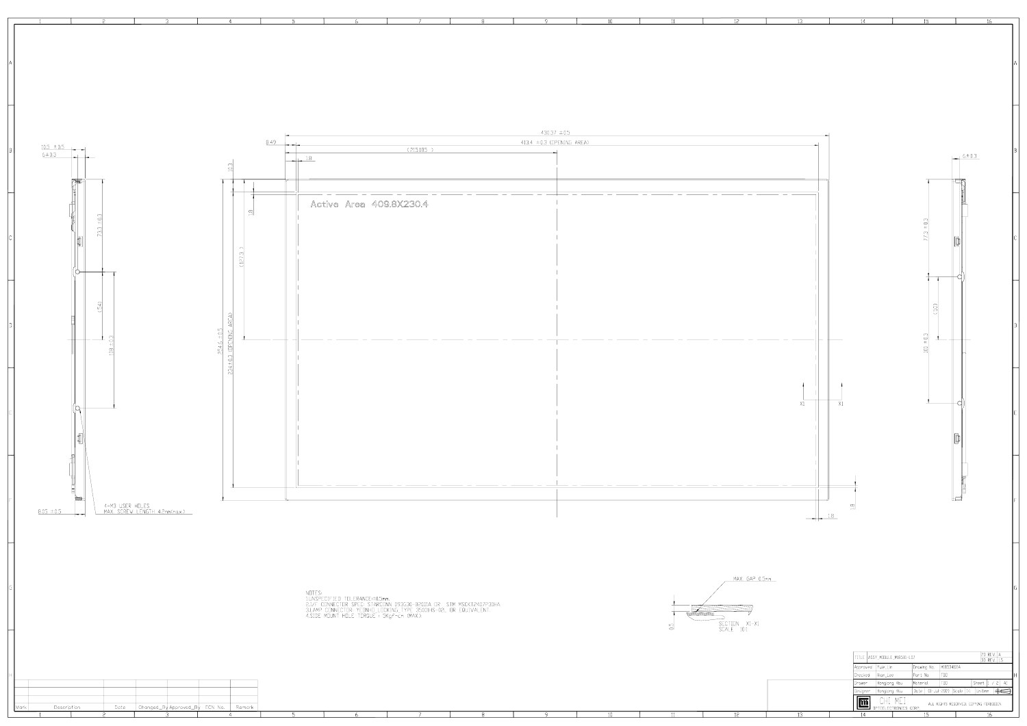Active Area 409.8X230.4

430.37 ±0.5

413.4 ±0.3 (OPENING AREA)

(215.185)

254.6 ±0.5

234 ±0.3 (OPENING AREA)

(127.3)

4-M3 USER HOLES
MAX SCREW LENGTH 4.2mm(max.)

MAX GAP 0.5mm

SECTION X1-X1
SCALE 10:1

NOTES:
1.UNSPECIFIED TOLERANCE:±0.5mm.
2.I/F CONNECTOR SPEC: STARCONN 093G30-B2001A OR JSM MSCKT2407P30HA
3.LAMP CONNECTOR: YEONHO LOCKING TYPE 35001HS-02L OR EQUIVALENT
4.SIDE MOUNT HOLE TORQUE : 3Kgf-cm (MAX)

| TITLE | ASSY_MODULE_M185B1-L07 | | | 2D REV | A |
|---|---|---|---|---|---|
| | | | | 3D REV | 1.5 |
| Approved | Yuan_Lin | Drawing No. | M185341D1A | | |
| Checked | Xiao_Luo | Part No. | TBD | | |
| Drawn | Hongjong Hsu | Material | TBD | Sheet | 1 / 2 A1 |
| Designer | Hongjong Hsu | Date | 01-Jul-2009 | Scale | 1:1 Unit:mm |

CHI MEI OPTOELECTRONICS CORP. ALL RIGHTS RESERVED, COPYING FORBIDDEN

| Mark | Description | Date | Changed_By | Approved_By | ECN No. | Remark |
|---|---|---|---|---|---|---|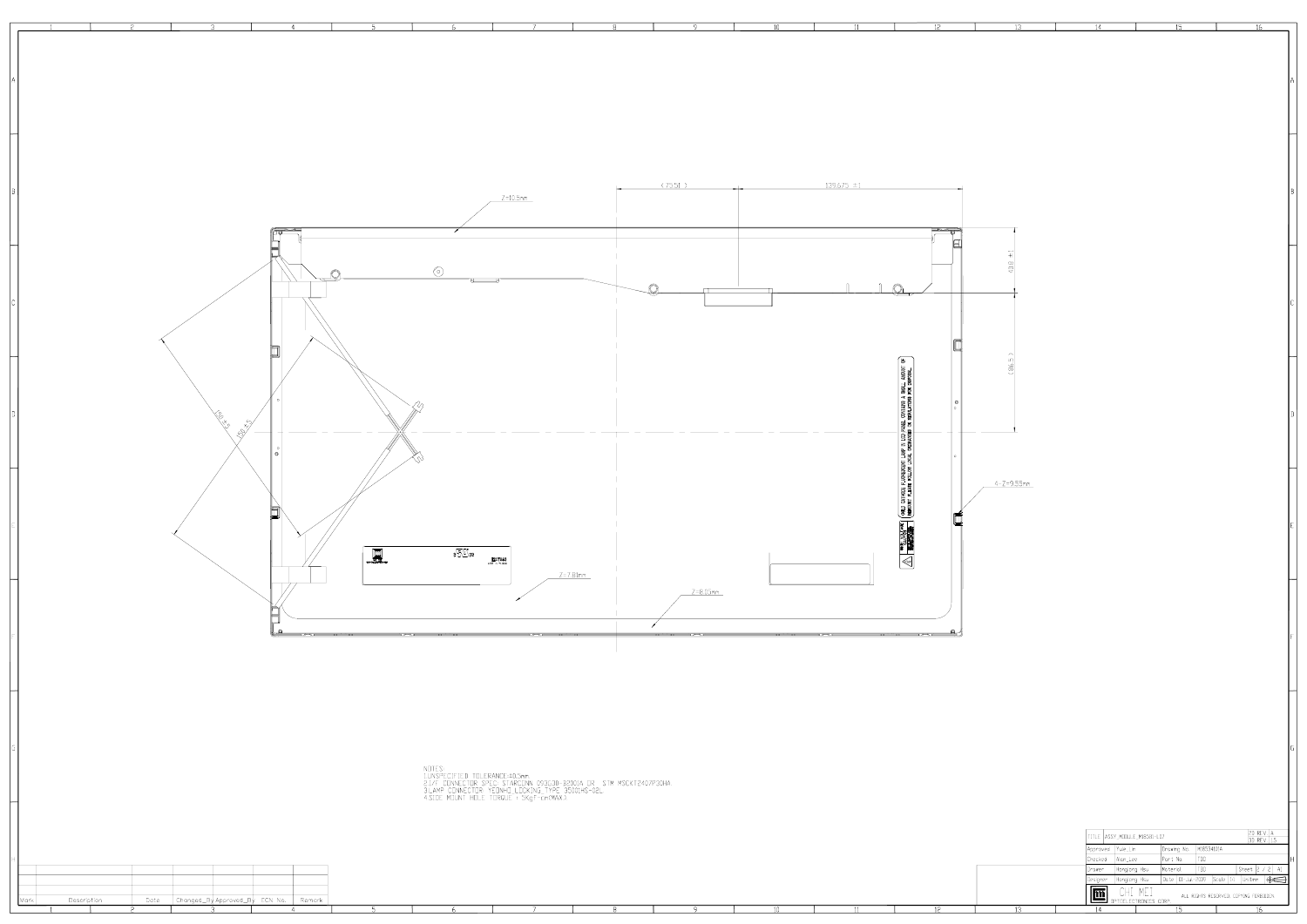(75.5) 139.675 ±1

Z=10.5mm

40.8 ±1

(86.5)

150 ±5

150 ±5

4-Z=9.55mm

Z=7.81mm

Z=8.05mm

NOTES:
1.UNSPECIFIED TOLERANCE:±0.5mm
2.I/F CONNECTOR SPEC: STARCONN 093G30-B2001A OR STM MSCKT2407P30HA
3.LAMP CONNECTOR: YEONHO LOCKING TYPE 35001HS-02L
4.SIDE MOUNT HOLE TORQUE : 5Kgf-cm(MAX)

| Mark | Description | Date | Changed_By | Approved_By | ECN No. | Remark |
| --- | --- | --- | --- | --- | --- | --- |

| | | | | | |
| --- | --- | --- | --- | --- | --- |
| TITLE | ASSY_MODULE_M185B1-L07 | | | 2D REV | A |
| | | | | 3D REV | 1.5 |
| Approved | Yuki_Lin | Drawing No. | M185B4101A | | |
| Checked | Alan_Luo | Part No. | TBD | | |
| Drawn | Hongjong Hsu | Material | TBD | Sheet | 2 / 2 A1 |
| Designer | Hongjong Hsu | Date | 01-Jul-2009 | Scale 1:1 | Unit mm |
| CHI MEI OPTOELECTRONICS CORP. | | ALL RIGHTS RESERVED, COPYING FORBIDDEN | | | |